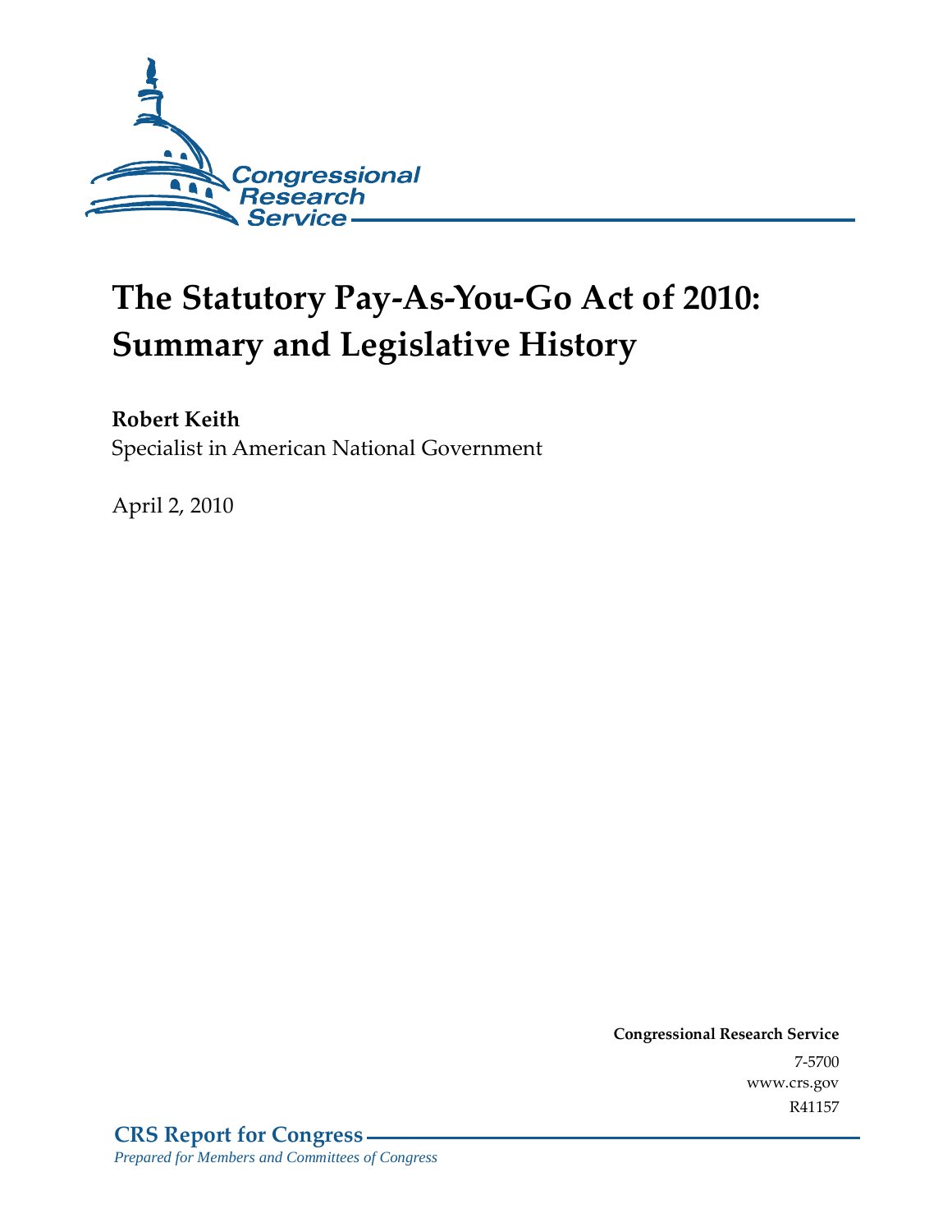Congressional Research Service

# The Statutory Pay-As-You-Go Act of 2010: Summary and Legislative History

**Robert Keith**
Specialist in American National Government

April 2, 2010

**Congressional Research Service**
7-5700
www.crs.gov
R41157

**CRS Report for Congress**
*Prepared for Members and Committees of Congress*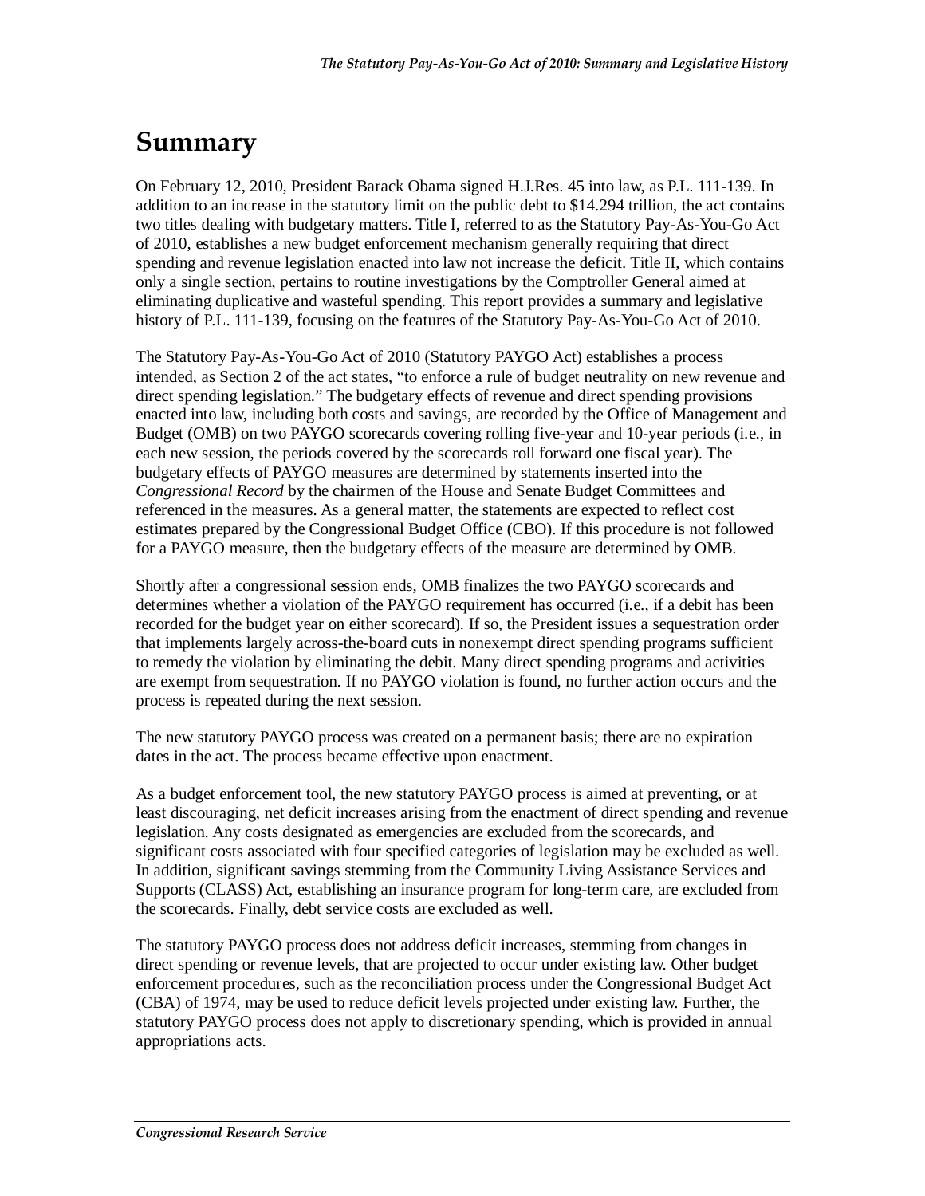# Summary

On February 12, 2010, President Barack Obama signed H.J.Res. 45 into law, as P.L. 111-139. In addition to an increase in the statutory limit on the public debt to $14.294 trillion, the act contains two titles dealing with budgetary matters. Title I, referred to as the Statutory Pay-As-You-Go Act of 2010, establishes a new budget enforcement mechanism generally requiring that direct spending and revenue legislation enacted into law not increase the deficit. Title II, which contains only a single section, pertains to routine investigations by the Comptroller General aimed at eliminating duplicative and wasteful spending. This report provides a summary and legislative history of P.L. 111-139, focusing on the features of the Statutory Pay-As-You-Go Act of 2010.

The Statutory Pay-As-You-Go Act of 2010 (Statutory PAYGO Act) establishes a process intended, as Section 2 of the act states, "to enforce a rule of budget neutrality on new revenue and direct spending legislation." The budgetary effects of revenue and direct spending provisions enacted into law, including both costs and savings, are recorded by the Office of Management and Budget (OMB) on two PAYGO scorecards covering rolling five-year and 10-year periods (i.e., in each new session, the periods covered by the scorecards roll forward one fiscal year). The budgetary effects of PAYGO measures are determined by statements inserted into the *Congressional Record* by the chairmen of the House and Senate Budget Committees and referenced in the measures. As a general matter, the statements are expected to reflect cost estimates prepared by the Congressional Budget Office (CBO). If this procedure is not followed for a PAYGO measure, then the budgetary effects of the measure are determined by OMB.

Shortly after a congressional session ends, OMB finalizes the two PAYGO scorecards and determines whether a violation of the PAYGO requirement has occurred (i.e., if a debit has been recorded for the budget year on either scorecard). If so, the President issues a sequestration order that implements largely across-the-board cuts in nonexempt direct spending programs sufficient to remedy the violation by eliminating the debit. Many direct spending programs and activities are exempt from sequestration. If no PAYGO violation is found, no further action occurs and the process is repeated during the next session.

The new statutory PAYGO process was created on a permanent basis; there are no expiration dates in the act. The process became effective upon enactment.

As a budget enforcement tool, the new statutory PAYGO process is aimed at preventing, or at least discouraging, net deficit increases arising from the enactment of direct spending and revenue legislation. Any costs designated as emergencies are excluded from the scorecards, and significant costs associated with four specified categories of legislation may be excluded as well. In addition, significant savings stemming from the Community Living Assistance Services and Supports (CLASS) Act, establishing an insurance program for long-term care, are excluded from the scorecards. Finally, debt service costs are excluded as well.

The statutory PAYGO process does not address deficit increases, stemming from changes in direct spending or revenue levels, that are projected to occur under existing law. Other budget enforcement procedures, such as the reconciliation process under the Congressional Budget Act (CBA) of 1974, may be used to reduce deficit levels projected under existing law. Further, the statutory PAYGO process does not apply to discretionary spending, which is provided in annual appropriations acts.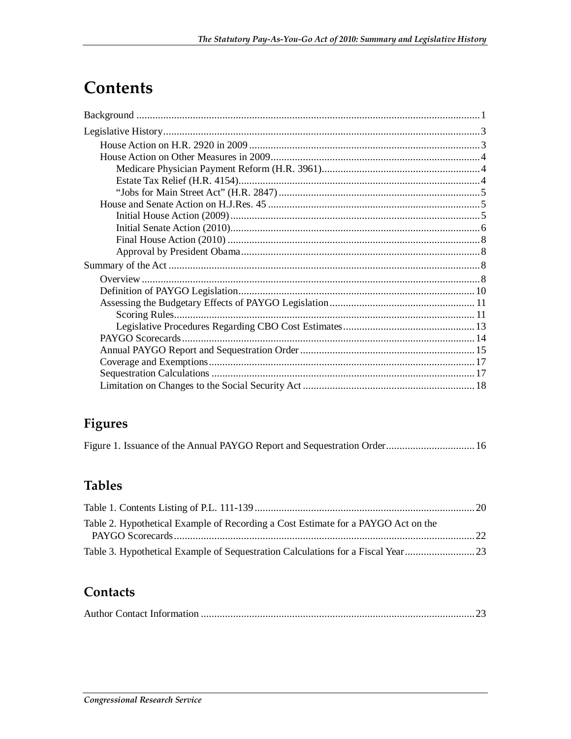# Contents

Background ....................................................................................................................... 1

Legislative History ............................................................................................................ 3

House Action on H.R. 2920 in 2009 .............................................................................. 3

House Action on Other Measures in 2009 ..................................................................... 4

Medicare Physician Payment Reform (H.R. 3961) ..................................................... 4

Estate Tax Relief (H.R. 4154) ................................................................................... 4

"Jobs for Main Street Act" (H.R. 2847) ..................................................................... 5

House and Senate Action on H.J.Res. 45 ...................................................................... 5

Initial House Action (2009) ...................................................................................... 5

Initial Senate Action (2010) ...................................................................................... 6

Final House Action (2010) ....................................................................................... 8

Approval by President Obama ................................................................................... 8

Summary of the Act ........................................................................................................... 8

Overview ..................................................................................................................... 8

Definition of PAYGO Legislation ............................................................................... 10

Assessing the Budgetary Effects of PAYGO Legislation ............................................. 11

Scoring Rules ........................................................................................................ 11

Legislative Procedures Regarding CBO Cost Estimates ........................................... 13

PAYGO Scorecards .................................................................................................... 14

Annual PAYGO Report and Sequestration Order ......................................................... 15

Coverage and Exemptions .......................................................................................... 17

Sequestration Calculations ......................................................................................... 17

Limitation on Changes to the Social Security Act ........................................................ 18

## Figures

Figure 1. Issuance of the Annual PAYGO Report and Sequestration Order ........................ 16

## Tables

Table 1. Contents Listing of P.L. 111-139 ......................................................................... 20

Table 2. Hypothetical Example of Recording a Cost Estimate for a PAYGO Act on the PAYGO Scorecards ........................................................................................................ 22

Table 3. Hypothetical Example of Sequestration Calculations for a Fiscal Year .................. 23

## Contacts

Author Contact Information ............................................................................................. 23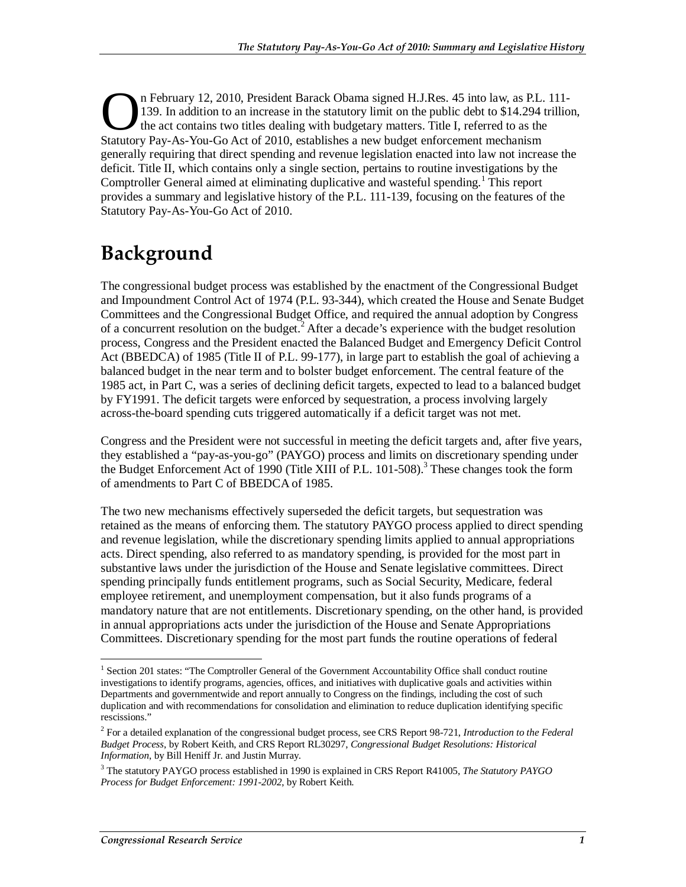On February 12, 2010, President Barack Obama signed H.J.Res. 45 into law, as P.L. 111-139. In addition to an increase in the statutory limit on the public debt to $14.294 trillion, the act contains two titles dealing with budgetary matters. Title I, referred to as the Statutory Pay-As-You-Go Act of 2010, establishes a new budget enforcement mechanism generally requiring that direct spending and revenue legislation enacted into law not increase the deficit. Title II, which contains only a single section, pertains to routine investigations by the Comptroller General aimed at eliminating duplicative and wasteful spending.[1] This report provides a summary and legislative history of the P.L. 111-139, focusing on the features of the Statutory Pay-As-You-Go Act of 2010.

# Background

The congressional budget process was established by the enactment of the Congressional Budget and Impoundment Control Act of 1974 (P.L. 93-344), which created the House and Senate Budget Committees and the Congressional Budget Office, and required the annual adoption by Congress of a concurrent resolution on the budget.[2] After a decade's experience with the budget resolution process, Congress and the President enacted the Balanced Budget and Emergency Deficit Control Act (BBEDCA) of 1985 (Title II of P.L. 99-177), in large part to establish the goal of achieving a balanced budget in the near term and to bolster budget enforcement. The central feature of the 1985 act, in Part C, was a series of declining deficit targets, expected to lead to a balanced budget by FY1991. The deficit targets were enforced by sequestration, a process involving largely across-the-board spending cuts triggered automatically if a deficit target was not met.

Congress and the President were not successful in meeting the deficit targets and, after five years, they established a "pay-as-you-go" (PAYGO) process and limits on discretionary spending under the Budget Enforcement Act of 1990 (Title XIII of P.L. 101-508).[3] These changes took the form of amendments to Part C of BBEDCA of 1985.

The two new mechanisms effectively superseded the deficit targets, but sequestration was retained as the means of enforcing them. The statutory PAYGO process applied to direct spending and revenue legislation, while the discretionary spending limits applied to annual appropriations acts. Direct spending, also referred to as mandatory spending, is provided for the most part in substantive laws under the jurisdiction of the House and Senate legislative committees. Direct spending principally funds entitlement programs, such as Social Security, Medicare, federal employee retirement, and unemployment compensation, but it also funds programs of a mandatory nature that are not entitlements. Discretionary spending, on the other hand, is provided in annual appropriations acts under the jurisdiction of the House and Senate Appropriations Committees. Discretionary spending for the most part funds the routine operations of federal

---

[1] Section 201 states: "The Comptroller General of the Government Accountability Office shall conduct routine investigations to identify programs, agencies, offices, and initiatives with duplicative goals and activities within Departments and governmentwide and report annually to Congress on the findings, including the cost of such duplication and with recommendations for consolidation and elimination to reduce duplication identifying specific rescissions."

[2] For a detailed explanation of the congressional budget process, see CRS Report 98-721, *Introduction to the Federal Budget Process*, by Robert Keith, and CRS Report RL30297, *Congressional Budget Resolutions: Historical Information*, by Bill Heniff Jr. and Justin Murray.

[3] The statutory PAYGO process established in 1990 is explained in CRS Report R41005, *The Statutory PAYGO Process for Budget Enforcement: 1991-2002*, by Robert Keith.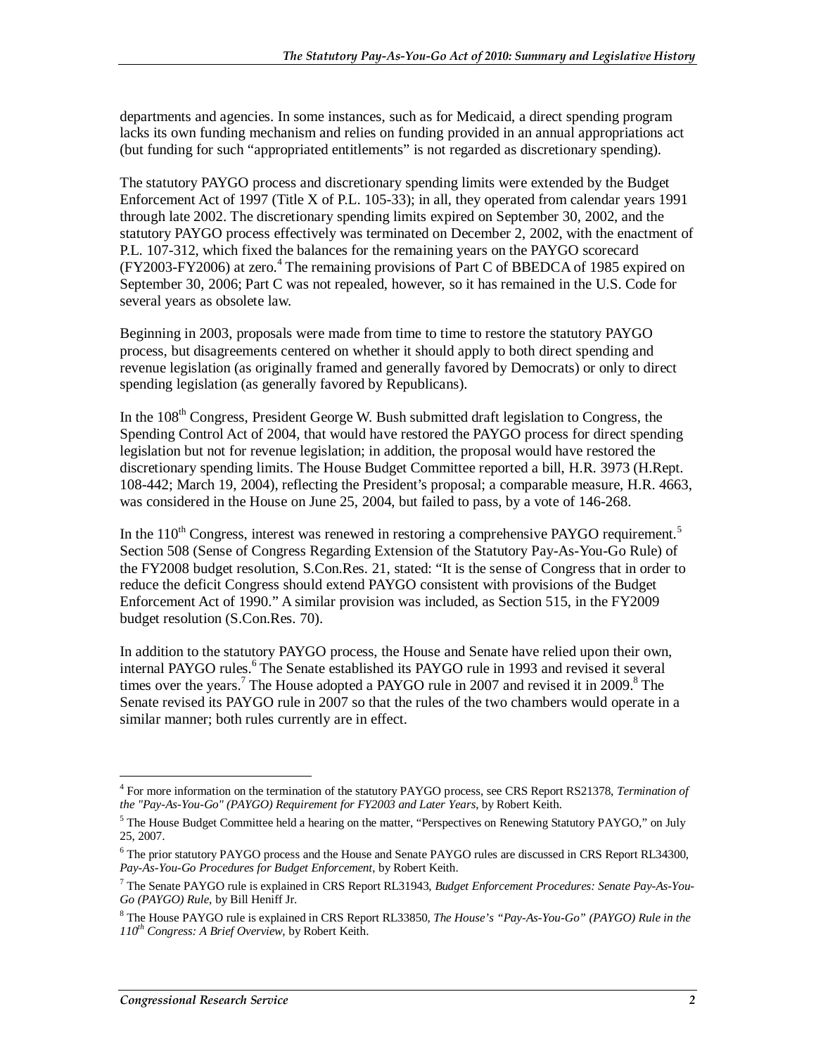departments and agencies. In some instances, such as for Medicaid, a direct spending program lacks its own funding mechanism and relies on funding provided in an annual appropriations act (but funding for such "appropriated entitlements" is not regarded as discretionary spending).

The statutory PAYGO process and discretionary spending limits were extended by the Budget Enforcement Act of 1997 (Title X of P.L. 105-33); in all, they operated from calendar years 1991 through late 2002. The discretionary spending limits expired on September 30, 2002, and the statutory PAYGO process effectively was terminated on December 2, 2002, with the enactment of P.L. 107-312, which fixed the balances for the remaining years on the PAYGO scorecard (FY2003-FY2006) at zero.[4] The remaining provisions of Part C of BBEDCA of 1985 expired on September 30, 2006; Part C was not repealed, however, so it has remained in the U.S. Code for several years as obsolete law.

Beginning in 2003, proposals were made from time to time to restore the statutory PAYGO process, but disagreements centered on whether it should apply to both direct spending and revenue legislation (as originally framed and generally favored by Democrats) or only to direct spending legislation (as generally favored by Republicans).

In the 108th Congress, President George W. Bush submitted draft legislation to Congress, the Spending Control Act of 2004, that would have restored the PAYGO process for direct spending legislation but not for revenue legislation; in addition, the proposal would have restored the discretionary spending limits. The House Budget Committee reported a bill, H.R. 3973 (H.Rept. 108-442; March 19, 2004), reflecting the President's proposal; a comparable measure, H.R. 4663, was considered in the House on June 25, 2004, but failed to pass, by a vote of 146-268.

In the 110th Congress, interest was renewed in restoring a comprehensive PAYGO requirement.[5] Section 508 (Sense of Congress Regarding Extension of the Statutory Pay-As-You-Go Rule) of the FY2008 budget resolution, S.Con.Res. 21, stated: "It is the sense of Congress that in order to reduce the deficit Congress should extend PAYGO consistent with provisions of the Budget Enforcement Act of 1990." A similar provision was included, as Section 515, in the FY2009 budget resolution (S.Con.Res. 70).

In addition to the statutory PAYGO process, the House and Senate have relied upon their own, internal PAYGO rules.[6] The Senate established its PAYGO rule in 1993 and revised it several times over the years.[7] The House adopted a PAYGO rule in 2007 and revised it in 2009.[8] The Senate revised its PAYGO rule in 2007 so that the rules of the two chambers would operate in a similar manner; both rules currently are in effect.

---

[4] For more information on the termination of the statutory PAYGO process, see CRS Report RS21378, *Termination of the "Pay-As-You-Go" (PAYGO) Requirement for FY2003 and Later Years*, by Robert Keith.

[5] The House Budget Committee held a hearing on the matter, "Perspectives on Renewing Statutory PAYGO," on July 25, 2007.

[6] The prior statutory PAYGO process and the House and Senate PAYGO rules are discussed in CRS Report RL34300, *Pay-As-You-Go Procedures for Budget Enforcement*, by Robert Keith.

[7] The Senate PAYGO rule is explained in CRS Report RL31943, *Budget Enforcement Procedures: Senate Pay-As-You-Go (PAYGO) Rule*, by Bill Heniff Jr.

[8] The House PAYGO rule is explained in CRS Report RL33850, *The House's "Pay-As-You-Go" (PAYGO) Rule in the 110th Congress: A Brief Overview*, by Robert Keith.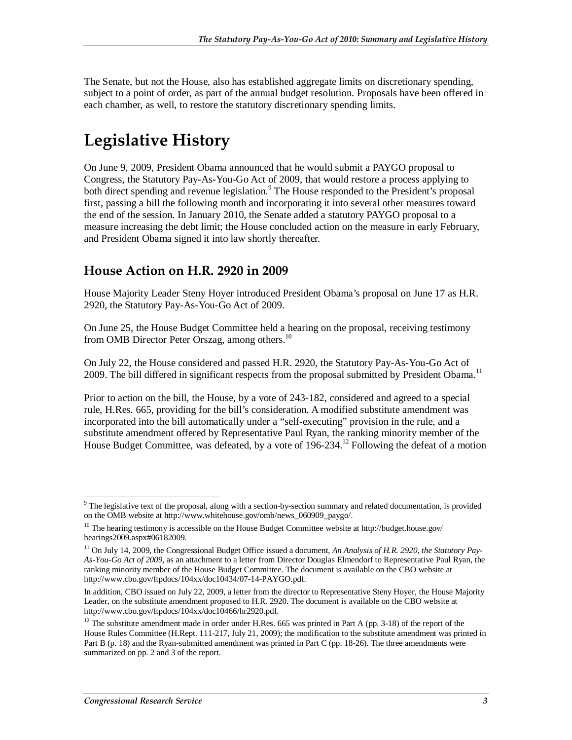The Senate, but not the House, also has established aggregate limits on discretionary spending, subject to a point of order, as part of the annual budget resolution. Proposals have been offered in each chamber, as well, to restore the statutory discretionary spending limits.

# Legislative History

On June 9, 2009, President Obama announced that he would submit a PAYGO proposal to Congress, the Statutory Pay-As-You-Go Act of 2009, that would restore a process applying to both direct spending and revenue legislation.[9] The House responded to the President's proposal first, passing a bill the following month and incorporating it into several other measures toward the end of the session. In January 2010, the Senate added a statutory PAYGO proposal to a measure increasing the debt limit; the House concluded action on the measure in early February, and President Obama signed it into law shortly thereafter.

## House Action on H.R. 2920 in 2009

House Majority Leader Steny Hoyer introduced President Obama's proposal on June 17 as H.R. 2920, the Statutory Pay-As-You-Go Act of 2009.

On June 25, the House Budget Committee held a hearing on the proposal, receiving testimony from OMB Director Peter Orszag, among others.[10]

On July 22, the House considered and passed H.R. 2920, the Statutory Pay-As-You-Go Act of 2009. The bill differed in significant respects from the proposal submitted by President Obama.[11]

Prior to action on the bill, the House, by a vote of 243-182, considered and agreed to a special rule, H.Res. 665, providing for the bill's consideration. A modified substitute amendment was incorporated into the bill automatically under a "self-executing" provision in the rule, and a substitute amendment offered by Representative Paul Ryan, the ranking minority member of the House Budget Committee, was defeated, by a vote of 196-234.[12] Following the defeat of a motion

---

[9] The legislative text of the proposal, along with a section-by-section summary and related documentation, is provided on the OMB website at http://www.whitehouse.gov/omb/news_060909_paygo/.

[10] The hearing testimony is accessible on the House Budget Committee website at http://budget.house.gov/hearings2009.aspx#06182009.

[11] On July 14, 2009, the Congressional Budget Office issued a document, *An Analysis of H.R. 2920, the Statutory Pay-As-You-Go Act of 2009,* as an attachment to a letter from Director Douglas Elmendorf to Representative Paul Ryan, the ranking minority member of the House Budget Committee. The document is available on the CBO website at http://www.cbo.gov/ftpdocs/104xx/doc10434/07-14-PAYGO.pdf.

In addition, CBO issued on July 22, 2009, a letter from the director to Representative Steny Hoyer, the House Majority Leader, on the substitute amendment proposed to H.R. 2920. The document is available on the CBO website at http://www.cbo.gov/ftpdocs/104xx/doc10466/hr2920.pdf.

[12] The substitute amendment made in order under H.Res. 665 was printed in Part A (pp. 3-18) of the report of the House Rules Committee (H.Rept. 111-217, July 21, 2009); the modification to the substitute amendment was printed in Part B (p. 18) and the Ryan-submitted amendment was printed in Part C (pp. 18-26). The three amendments were summarized on pp. 2 and 3 of the report.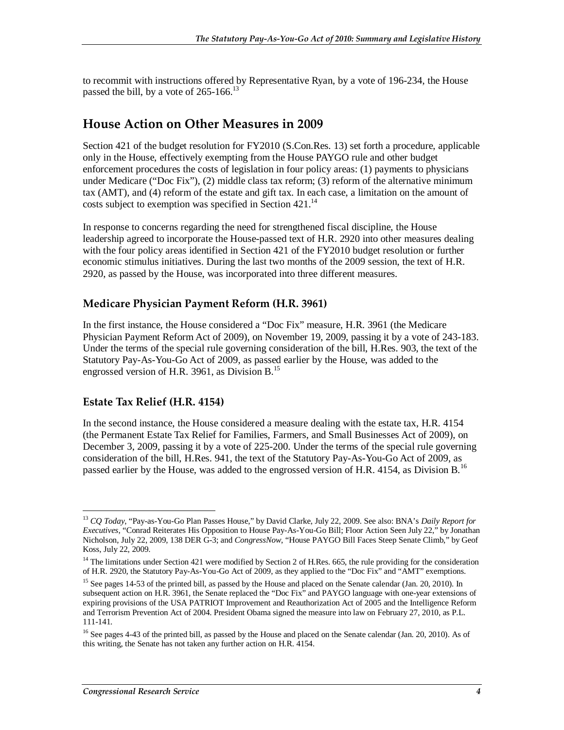to recommit with instructions offered by Representative Ryan, by a vote of 196-234, the House passed the bill, by a vote of 265-166.[13]

## House Action on Other Measures in 2009

Section 421 of the budget resolution for FY2010 (S.Con.Res. 13) set forth a procedure, applicable only in the House, effectively exempting from the House PAYGO rule and other budget enforcement procedures the costs of legislation in four policy areas: (1) payments to physicians under Medicare ("Doc Fix"), (2) middle class tax reform; (3) reform of the alternative minimum tax (AMT), and (4) reform of the estate and gift tax. In each case, a limitation on the amount of costs subject to exemption was specified in Section 421.[14]

In response to concerns regarding the need for strengthened fiscal discipline, the House leadership agreed to incorporate the House-passed text of H.R. 2920 into other measures dealing with the four policy areas identified in Section 421 of the FY2010 budget resolution or further economic stimulus initiatives. During the last two months of the 2009 session, the text of H.R. 2920, as passed by the House, was incorporated into three different measures.

### Medicare Physician Payment Reform (H.R. 3961)

In the first instance, the House considered a "Doc Fix" measure, H.R. 3961 (the Medicare Physician Payment Reform Act of 2009), on November 19, 2009, passing it by a vote of 243-183. Under the terms of the special rule governing consideration of the bill, H.Res. 903, the text of the Statutory Pay-As-You-Go Act of 2009, as passed earlier by the House, was added to the engrossed version of H.R. 3961, as Division B.[15]

### Estate Tax Relief (H.R. 4154)

In the second instance, the House considered a measure dealing with the estate tax, H.R. 4154 (the Permanent Estate Tax Relief for Families, Farmers, and Small Businesses Act of 2009), on December 3, 2009, passing it by a vote of 225-200. Under the terms of the special rule governing consideration of the bill, H.Res. 941, the text of the Statutory Pay-As-You-Go Act of 2009, as passed earlier by the House, was added to the engrossed version of H.R. 4154, as Division B.[16]

---

[13] *CQ Today*, "Pay-as-You-Go Plan Passes House," by David Clarke, July 22, 2009. See also: BNA's *Daily Report for Executives*, "Conrad Reiterates His Opposition to House Pay-As-You-Go Bill; Floor Action Seen July 22," by Jonathan Nicholson, July 22, 2009, 138 DER G-3; and *CongressNow*, "House PAYGO Bill Faces Steep Senate Climb," by Geof Koss, July 22, 2009.

[14] The limitations under Section 421 were modified by Section 2 of H.Res. 665, the rule providing for the consideration of H.R. 2920, the Statutory Pay-As-You-Go Act of 2009, as they applied to the "Doc Fix" and "AMT" exemptions.

[15] See pages 14-53 of the printed bill, as passed by the House and placed on the Senate calendar (Jan. 20, 2010). In subsequent action on H.R. 3961, the Senate replaced the "Doc Fix" and PAYGO language with one-year extensions of expiring provisions of the USA PATRIOT Improvement and Reauthorization Act of 2005 and the Intelligence Reform and Terrorism Prevention Act of 2004. President Obama signed the measure into law on February 27, 2010, as P.L. 111-141.

[16] See pages 4-43 of the printed bill, as passed by the House and placed on the Senate calendar (Jan. 20, 2010). As of this writing, the Senate has not taken any further action on H.R. 4154.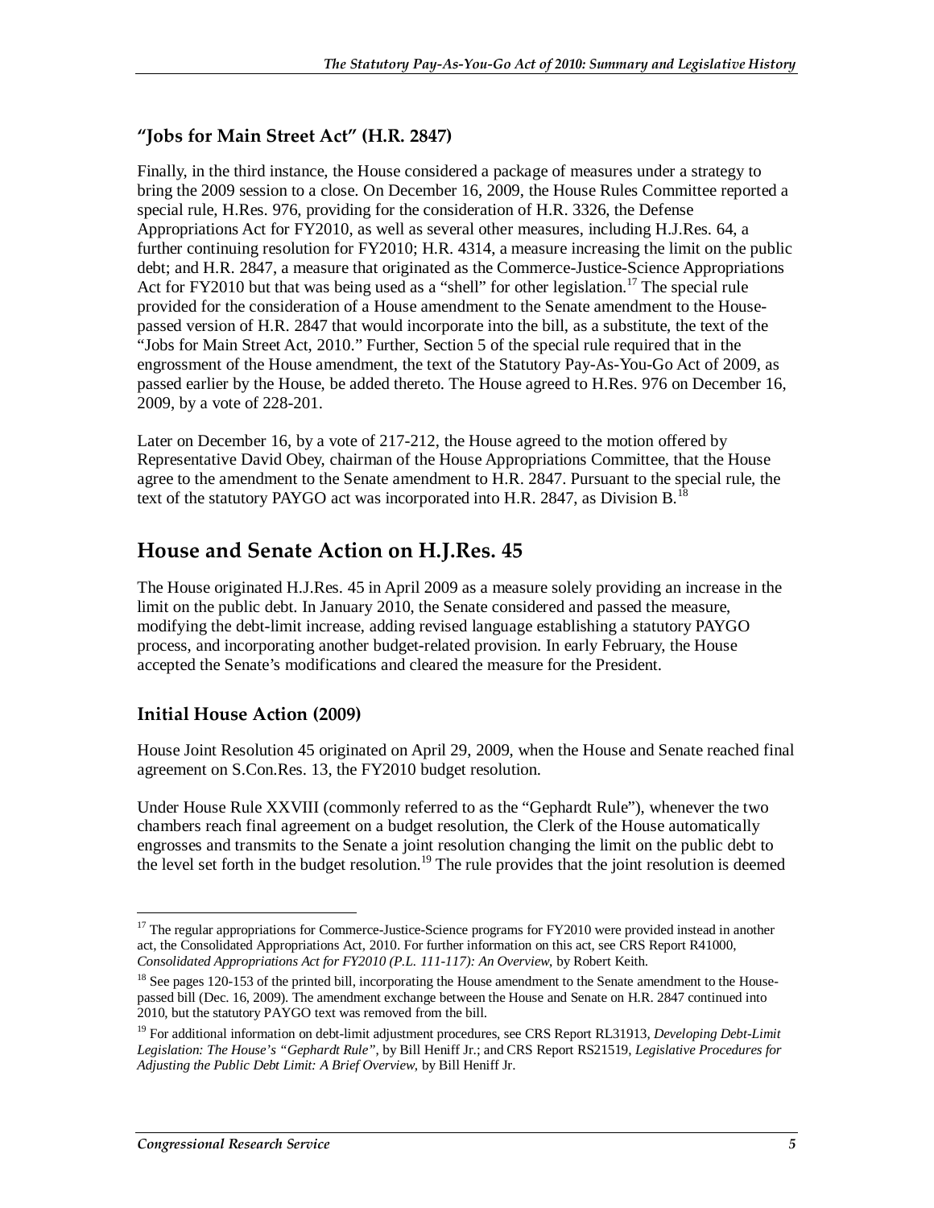### "Jobs for Main Street Act" (H.R. 2847)

Finally, in the third instance, the House considered a package of measures under a strategy to bring the 2009 session to a close. On December 16, 2009, the House Rules Committee reported a special rule, H.Res. 976, providing for the consideration of H.R. 3326, the Defense Appropriations Act for FY2010, as well as several other measures, including H.J.Res. 64, a further continuing resolution for FY2010; H.R. 4314, a measure increasing the limit on the public debt; and H.R. 2847, a measure that originated as the Commerce-Justice-Science Appropriations Act for FY2010 but that was being used as a "shell" for other legislation.[17] The special rule provided for the consideration of a House amendment to the Senate amendment to the House-passed version of H.R. 2847 that would incorporate into the bill, as a substitute, the text of the "Jobs for Main Street Act, 2010." Further, Section 5 of the special rule required that in the engrossment of the House amendment, the text of the Statutory Pay-As-You-Go Act of 2009, as passed earlier by the House, be added thereto. The House agreed to H.Res. 976 on December 16, 2009, by a vote of 228-201.

Later on December 16, by a vote of 217-212, the House agreed to the motion offered by Representative David Obey, chairman of the House Appropriations Committee, that the House agree to the amendment to the Senate amendment to H.R. 2847. Pursuant to the special rule, the text of the statutory PAYGO act was incorporated into H.R. 2847, as Division B.[18]

## House and Senate Action on H.J.Res. 45

The House originated H.J.Res. 45 in April 2009 as a measure solely providing an increase in the limit on the public debt. In January 2010, the Senate considered and passed the measure, modifying the debt-limit increase, adding revised language establishing a statutory PAYGO process, and incorporating another budget-related provision. In early February, the House accepted the Senate's modifications and cleared the measure for the President.

### Initial House Action (2009)

House Joint Resolution 45 originated on April 29, 2009, when the House and Senate reached final agreement on S.Con.Res. 13, the FY2010 budget resolution.

Under House Rule XXVIII (commonly referred to as the "Gephardt Rule"), whenever the two chambers reach final agreement on a budget resolution, the Clerk of the House automatically engrosses and transmits to the Senate a joint resolution changing the limit on the public debt to the level set forth in the budget resolution.[19] The rule provides that the joint resolution is deemed

---

[17] The regular appropriations for Commerce-Justice-Science programs for FY2010 were provided instead in another act, the Consolidated Appropriations Act, 2010. For further information on this act, see CRS Report R41000, *Consolidated Appropriations Act for FY2010 (P.L. 111-117): An Overview*, by Robert Keith.

[18] See pages 120-153 of the printed bill, incorporating the House amendment to the Senate amendment to the House-passed bill (Dec. 16, 2009). The amendment exchange between the House and Senate on H.R. 2847 continued into 2010, but the statutory PAYGO text was removed from the bill.

[19] For additional information on debt-limit adjustment procedures, see CRS Report RL31913, *Developing Debt-Limit Legislation: The House's "Gephardt Rule"*, by Bill Heniff Jr.; and CRS Report RS21519, *Legislative Procedures for Adjusting the Public Debt Limit: A Brief Overview*, by Bill Heniff Jr.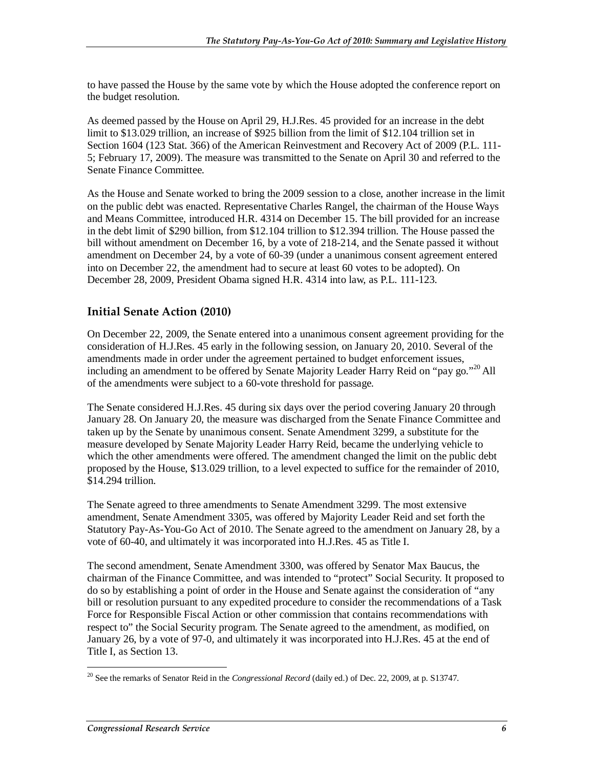to have passed the House by the same vote by which the House adopted the conference report on the budget resolution.

As deemed passed by the House on April 29, H.J.Res. 45 provided for an increase in the debt limit to $13.029 trillion, an increase of $925 billion from the limit of $12.104 trillion set in Section 1604 (123 Stat. 366) of the American Reinvestment and Recovery Act of 2009 (P.L. 111-5; February 17, 2009). The measure was transmitted to the Senate on April 30 and referred to the Senate Finance Committee.

As the House and Senate worked to bring the 2009 session to a close, another increase in the limit on the public debt was enacted. Representative Charles Rangel, the chairman of the House Ways and Means Committee, introduced H.R. 4314 on December 15. The bill provided for an increase in the debt limit of $290 billion, from $12.104 trillion to $12.394 trillion. The House passed the bill without amendment on December 16, by a vote of 218-214, and the Senate passed it without amendment on December 24, by a vote of 60-39 (under a unanimous consent agreement entered into on December 22, the amendment had to secure at least 60 votes to be adopted). On December 28, 2009, President Obama signed H.R. 4314 into law, as P.L. 111-123.

## Initial Senate Action (2010)

On December 22, 2009, the Senate entered into a unanimous consent agreement providing for the consideration of H.J.Res. 45 early in the following session, on January 20, 2010. Several of the amendments made in order under the agreement pertained to budget enforcement issues, including an amendment to be offered by Senate Majority Leader Harry Reid on "pay go."[20] All of the amendments were subject to a 60-vote threshold for passage.

The Senate considered H.J.Res. 45 during six days over the period covering January 20 through January 28. On January 20, the measure was discharged from the Senate Finance Committee and taken up by the Senate by unanimous consent. Senate Amendment 3299, a substitute for the measure developed by Senate Majority Leader Harry Reid, became the underlying vehicle to which the other amendments were offered. The amendment changed the limit on the public debt proposed by the House, $13.029 trillion, to a level expected to suffice for the remainder of 2010, $14.294 trillion.

The Senate agreed to three amendments to Senate Amendment 3299. The most extensive amendment, Senate Amendment 3305, was offered by Majority Leader Reid and set forth the Statutory Pay-As-You-Go Act of 2010. The Senate agreed to the amendment on January 28, by a vote of 60-40, and ultimately it was incorporated into H.J.Res. 45 as Title I.

The second amendment, Senate Amendment 3300, was offered by Senator Max Baucus, the chairman of the Finance Committee, and was intended to "protect" Social Security. It proposed to do so by establishing a point of order in the House and Senate against the consideration of "any bill or resolution pursuant to any expedited procedure to consider the recommendations of a Task Force for Responsible Fiscal Action or other commission that contains recommendations with respect to" the Social Security program. The Senate agreed to the amendment, as modified, on January 26, by a vote of 97-0, and ultimately it was incorporated into H.J.Res. 45 at the end of Title I, as Section 13.

---

[20] See the remarks of Senator Reid in the *Congressional Record* (daily ed.) of Dec. 22, 2009, at p. S13747.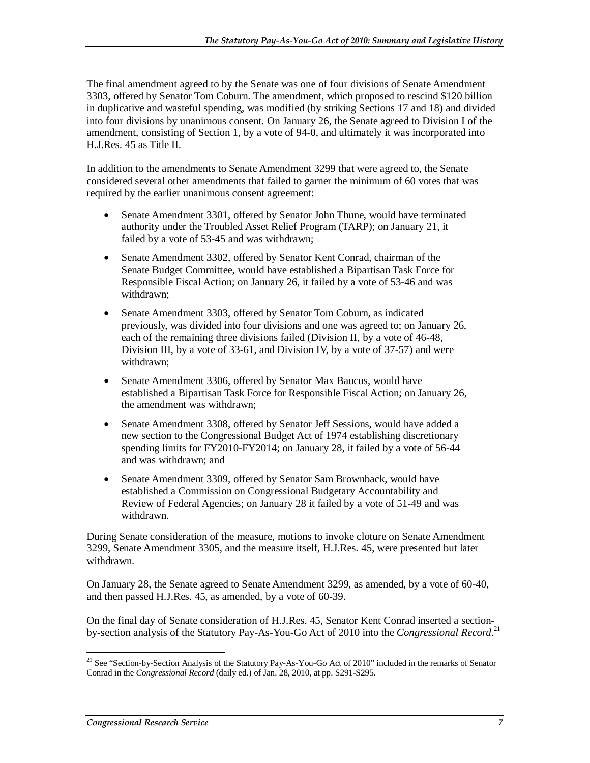The final amendment agreed to by the Senate was one of four divisions of Senate Amendment 3303, offered by Senator Tom Coburn. The amendment, which proposed to rescind $120 billion in duplicative and wasteful spending, was modified (by striking Sections 17 and 18) and divided into four divisions by unanimous consent. On January 26, the Senate agreed to Division I of the amendment, consisting of Section 1, by a vote of 94-0, and ultimately it was incorporated into H.J.Res. 45 as Title II.

In addition to the amendments to Senate Amendment 3299 that were agreed to, the Senate considered several other amendments that failed to garner the minimum of 60 votes that was required by the earlier unanimous consent agreement:

- Senate Amendment 3301, offered by Senator John Thune, would have terminated authority under the Troubled Asset Relief Program (TARP); on January 21, it failed by a vote of 53-45 and was withdrawn;
- Senate Amendment 3302, offered by Senator Kent Conrad, chairman of the Senate Budget Committee, would have established a Bipartisan Task Force for Responsible Fiscal Action; on January 26, it failed by a vote of 53-46 and was withdrawn;
- Senate Amendment 3303, offered by Senator Tom Coburn, as indicated previously, was divided into four divisions and one was agreed to; on January 26, each of the remaining three divisions failed (Division II, by a vote of 46-48, Division III, by a vote of 33-61, and Division IV, by a vote of 37-57) and were withdrawn;
- Senate Amendment 3306, offered by Senator Max Baucus, would have established a Bipartisan Task Force for Responsible Fiscal Action; on January 26, the amendment was withdrawn;
- Senate Amendment 3308, offered by Senator Jeff Sessions, would have added a new section to the Congressional Budget Act of 1974 establishing discretionary spending limits for FY2010-FY2014; on January 28, it failed by a vote of 56-44 and was withdrawn; and
- Senate Amendment 3309, offered by Senator Sam Brownback, would have established a Commission on Congressional Budgetary Accountability and Review of Federal Agencies; on January 28 it failed by a vote of 51-49 and was withdrawn.

During Senate consideration of the measure, motions to invoke cloture on Senate Amendment 3299, Senate Amendment 3305, and the measure itself, H.J.Res. 45, were presented but later withdrawn.

On January 28, the Senate agreed to Senate Amendment 3299, as amended, by a vote of 60-40, and then passed H.J.Res. 45, as amended, by a vote of 60-39.

On the final day of Senate consideration of H.J.Res. 45, Senator Kent Conrad inserted a section-by-section analysis of the Statutory Pay-As-You-Go Act of 2010 into the *Congressional Record*.[21]

[21] See "Section-by-Section Analysis of the Statutory Pay-As-You-Go Act of 2010" included in the remarks of Senator Conrad in the *Congressional Record* (daily ed.) of Jan. 28, 2010, at pp. S291-S295.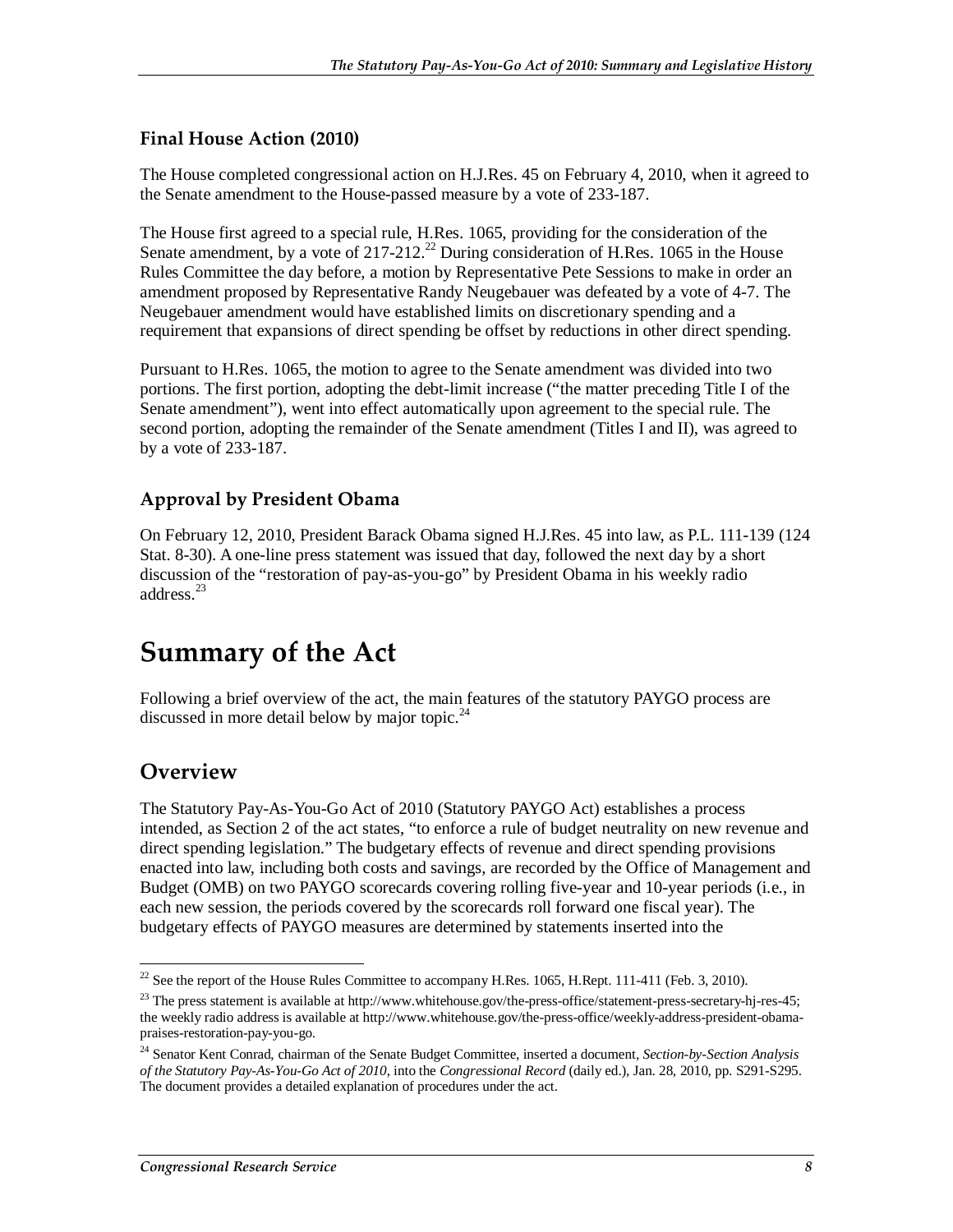### Final House Action (2010)

The House completed congressional action on H.J.Res. 45 on February 4, 2010, when it agreed to the Senate amendment to the House-passed measure by a vote of 233-187.

The House first agreed to a special rule, H.Res. 1065, providing for the consideration of the Senate amendment, by a vote of 217-212.[22] During consideration of H.Res. 1065 in the House Rules Committee the day before, a motion by Representative Pete Sessions to make in order an amendment proposed by Representative Randy Neugebauer was defeated by a vote of 4-7. The Neugebauer amendment would have established limits on discretionary spending and a requirement that expansions of direct spending be offset by reductions in other direct spending.

Pursuant to H.Res. 1065, the motion to agree to the Senate amendment was divided into two portions. The first portion, adopting the debt-limit increase ("the matter preceding Title I of the Senate amendment"), went into effect automatically upon agreement to the special rule. The second portion, adopting the remainder of the Senate amendment (Titles I and II), was agreed to by a vote of 233-187.

### Approval by President Obama

On February 12, 2010, President Barack Obama signed H.J.Res. 45 into law, as P.L. 111-139 (124 Stat. 8-30). A one-line press statement was issued that day, followed the next day by a short discussion of the "restoration of pay-as-you-go" by President Obama in his weekly radio address.[23]

# Summary of the Act

Following a brief overview of the act, the main features of the statutory PAYGO process are discussed in more detail below by major topic.[24]

## Overview

The Statutory Pay-As-You-Go Act of 2010 (Statutory PAYGO Act) establishes a process intended, as Section 2 of the act states, "to enforce a rule of budget neutrality on new revenue and direct spending legislation." The budgetary effects of revenue and direct spending provisions enacted into law, including both costs and savings, are recorded by the Office of Management and Budget (OMB) on two PAYGO scorecards covering rolling five-year and 10-year periods (i.e., in each new session, the periods covered by the scorecards roll forward one fiscal year). The budgetary effects of PAYGO measures are determined by statements inserted into the

---

[22] See the report of the House Rules Committee to accompany H.Res. 1065, H.Rept. 111-411 (Feb. 3, 2010).

[23] The press statement is available at http://www.whitehouse.gov/the-press-office/statement-press-secretary-hj-res-45; the weekly radio address is available at http://www.whitehouse.gov/the-press-office/weekly-address-president-obama-praises-restoration-pay-you-go.

[24] Senator Kent Conrad, chairman of the Senate Budget Committee, inserted a document, *Section-by-Section Analysis of the Statutory Pay-As-You-Go Act of 2010*, into the *Congressional Record* (daily ed.), Jan. 28, 2010, pp. S291-S295. The document provides a detailed explanation of procedures under the act.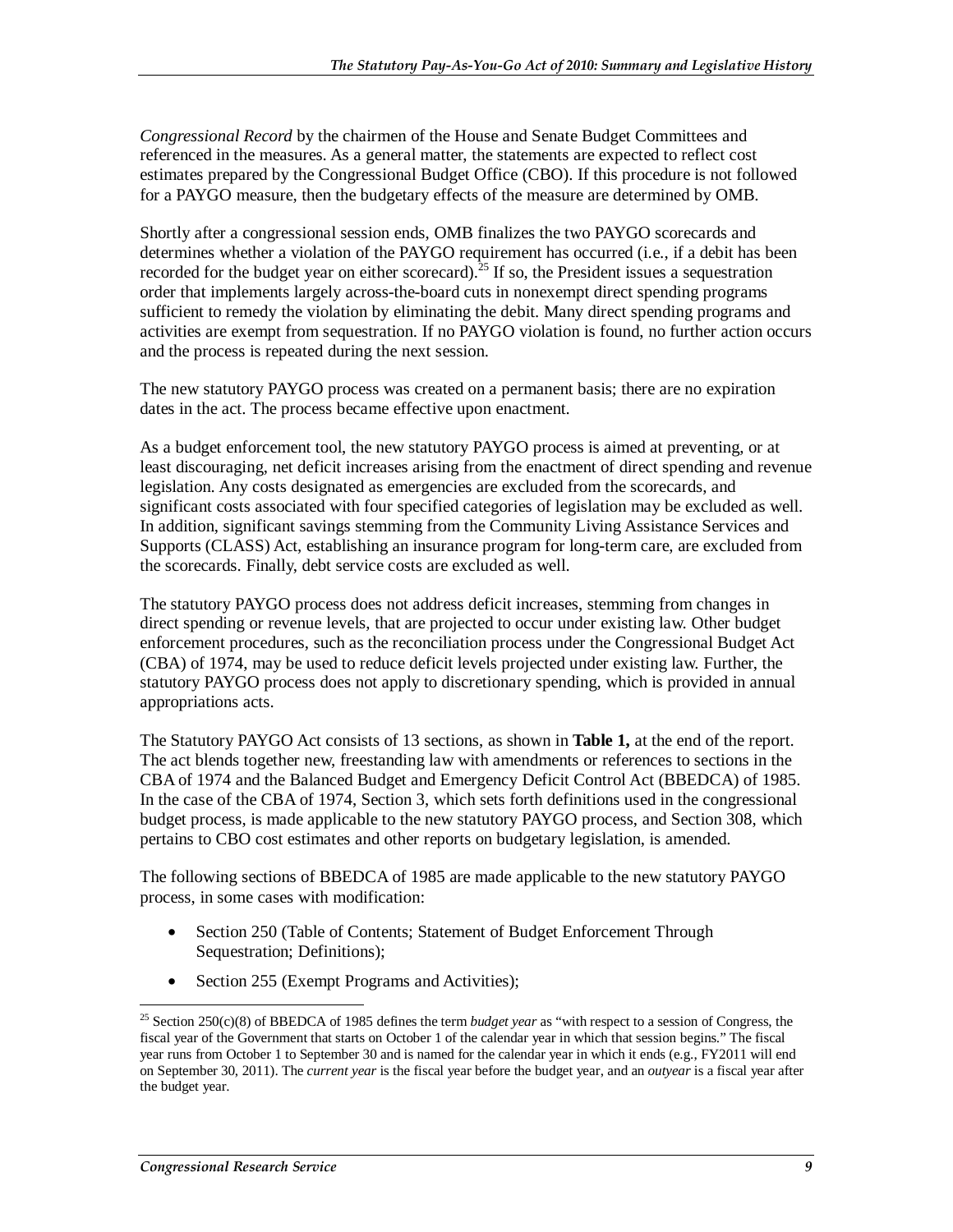*Congressional Record* by the chairmen of the House and Senate Budget Committees and referenced in the measures. As a general matter, the statements are expected to reflect cost estimates prepared by the Congressional Budget Office (CBO). If this procedure is not followed for a PAYGO measure, then the budgetary effects of the measure are determined by OMB.

Shortly after a congressional session ends, OMB finalizes the two PAYGO scorecards and determines whether a violation of the PAYGO requirement has occurred (i.e., if a debit has been recorded for the budget year on either scorecard).[25] If so, the President issues a sequestration order that implements largely across-the-board cuts in nonexempt direct spending programs sufficient to remedy the violation by eliminating the debit. Many direct spending programs and activities are exempt from sequestration. If no PAYGO violation is found, no further action occurs and the process is repeated during the next session.

The new statutory PAYGO process was created on a permanent basis; there are no expiration dates in the act. The process became effective upon enactment.

As a budget enforcement tool, the new statutory PAYGO process is aimed at preventing, or at least discouraging, net deficit increases arising from the enactment of direct spending and revenue legislation. Any costs designated as emergencies are excluded from the scorecards, and significant costs associated with four specified categories of legislation may be excluded as well. In addition, significant savings stemming from the Community Living Assistance Services and Supports (CLASS) Act, establishing an insurance program for long-term care, are excluded from the scorecards. Finally, debt service costs are excluded as well.

The statutory PAYGO process does not address deficit increases, stemming from changes in direct spending or revenue levels, that are projected to occur under existing law. Other budget enforcement procedures, such as the reconciliation process under the Congressional Budget Act (CBA) of 1974, may be used to reduce deficit levels projected under existing law. Further, the statutory PAYGO process does not apply to discretionary spending, which is provided in annual appropriations acts.

The Statutory PAYGO Act consists of 13 sections, as shown in **Table 1,** at the end of the report. The act blends together new, freestanding law with amendments or references to sections in the CBA of 1974 and the Balanced Budget and Emergency Deficit Control Act (BBEDCA) of 1985. In the case of the CBA of 1974, Section 3, which sets forth definitions used in the congressional budget process, is made applicable to the new statutory PAYGO process, and Section 308, which pertains to CBO cost estimates and other reports on budgetary legislation, is amended.

The following sections of BBEDCA of 1985 are made applicable to the new statutory PAYGO process, in some cases with modification:

- Section 250 (Table of Contents; Statement of Budget Enforcement Through Sequestration; Definitions);
- Section 255 (Exempt Programs and Activities);

[25] Section 250(c)(8) of BBEDCA of 1985 defines the term *budget year* as "with respect to a session of Congress, the fiscal year of the Government that starts on October 1 of the calendar year in which that session begins." The fiscal year runs from October 1 to September 30 and is named for the calendar year in which it ends (e.g., FY2011 will end on September 30, 2011). The *current year* is the fiscal year before the budget year, and an *outyear* is a fiscal year after the budget year.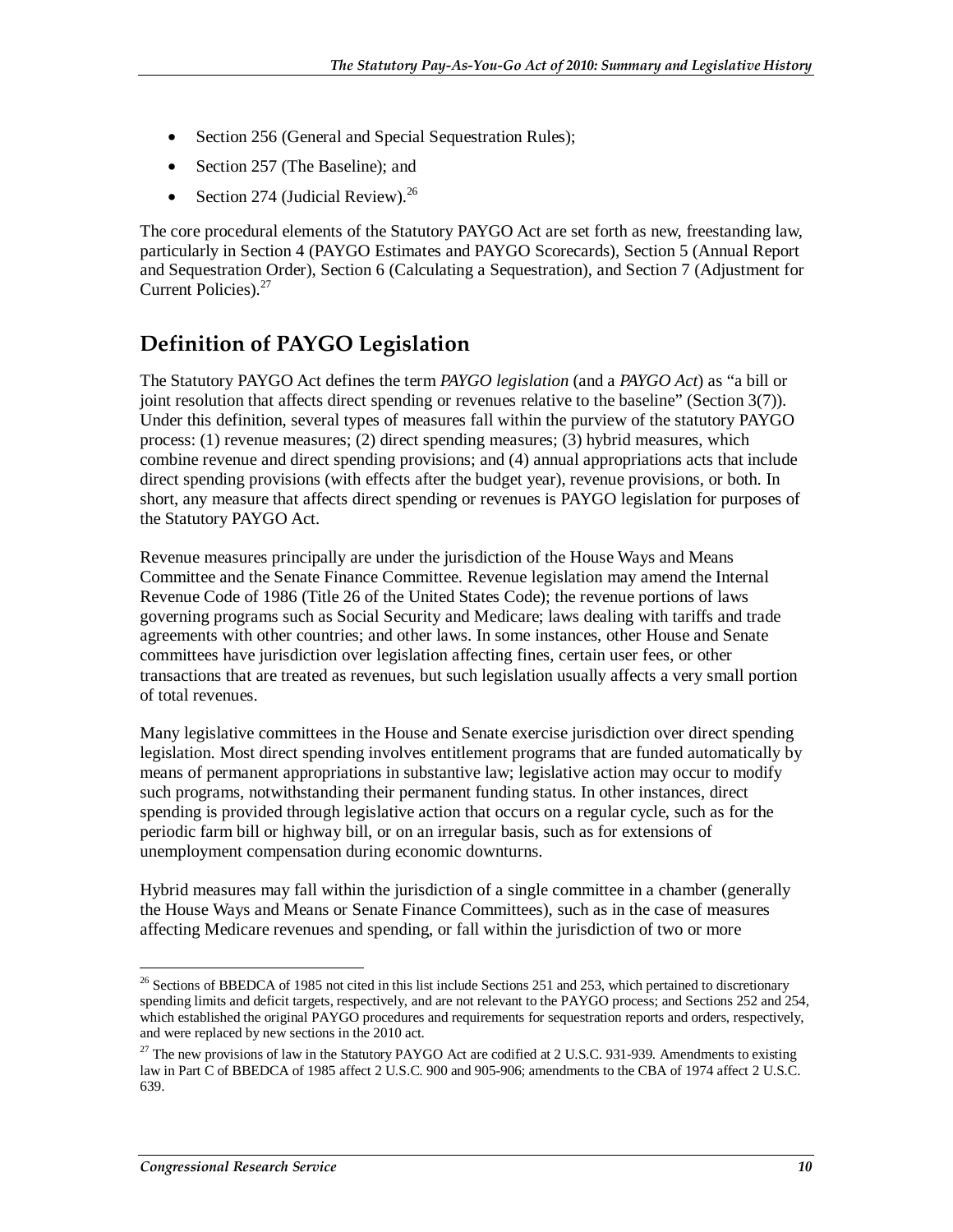- Section 256 (General and Special Sequestration Rules);
- Section 257 (The Baseline); and
- Section 274 (Judicial Review).[26]

The core procedural elements of the Statutory PAYGO Act are set forth as new, freestanding law, particularly in Section 4 (PAYGO Estimates and PAYGO Scorecards), Section 5 (Annual Report and Sequestration Order), Section 6 (Calculating a Sequestration), and Section 7 (Adjustment for Current Policies).[27]

## Definition of PAYGO Legislation

The Statutory PAYGO Act defines the term *PAYGO legislation* (and a *PAYGO Act*) as "a bill or joint resolution that affects direct spending or revenues relative to the baseline" (Section 3(7)). Under this definition, several types of measures fall within the purview of the statutory PAYGO process: (1) revenue measures; (2) direct spending measures; (3) hybrid measures, which combine revenue and direct spending provisions; and (4) annual appropriations acts that include direct spending provisions (with effects after the budget year), revenue provisions, or both. In short, any measure that affects direct spending or revenues is PAYGO legislation for purposes of the Statutory PAYGO Act.

Revenue measures principally are under the jurisdiction of the House Ways and Means Committee and the Senate Finance Committee. Revenue legislation may amend the Internal Revenue Code of 1986 (Title 26 of the United States Code); the revenue portions of laws governing programs such as Social Security and Medicare; laws dealing with tariffs and trade agreements with other countries; and other laws. In some instances, other House and Senate committees have jurisdiction over legislation affecting fines, certain user fees, or other transactions that are treated as revenues, but such legislation usually affects a very small portion of total revenues.

Many legislative committees in the House and Senate exercise jurisdiction over direct spending legislation. Most direct spending involves entitlement programs that are funded automatically by means of permanent appropriations in substantive law; legislative action may occur to modify such programs, notwithstanding their permanent funding status. In other instances, direct spending is provided through legislative action that occurs on a regular cycle, such as for the periodic farm bill or highway bill, or on an irregular basis, such as for extensions of unemployment compensation during economic downturns.

Hybrid measures may fall within the jurisdiction of a single committee in a chamber (generally the House Ways and Means or Senate Finance Committees), such as in the case of measures affecting Medicare revenues and spending, or fall within the jurisdiction of two or more

---

[26] Sections of BBEDCA of 1985 not cited in this list include Sections 251 and 253, which pertained to discretionary spending limits and deficit targets, respectively, and are not relevant to the PAYGO process; and Sections 252 and 254, which established the original PAYGO procedures and requirements for sequestration reports and orders, respectively, and were replaced by new sections in the 2010 act.

[27] The new provisions of law in the Statutory PAYGO Act are codified at 2 U.S.C. 931-939. Amendments to existing law in Part C of BBEDCA of 1985 affect 2 U.S.C. 900 and 905-906; amendments to the CBA of 1974 affect 2 U.S.C. 639.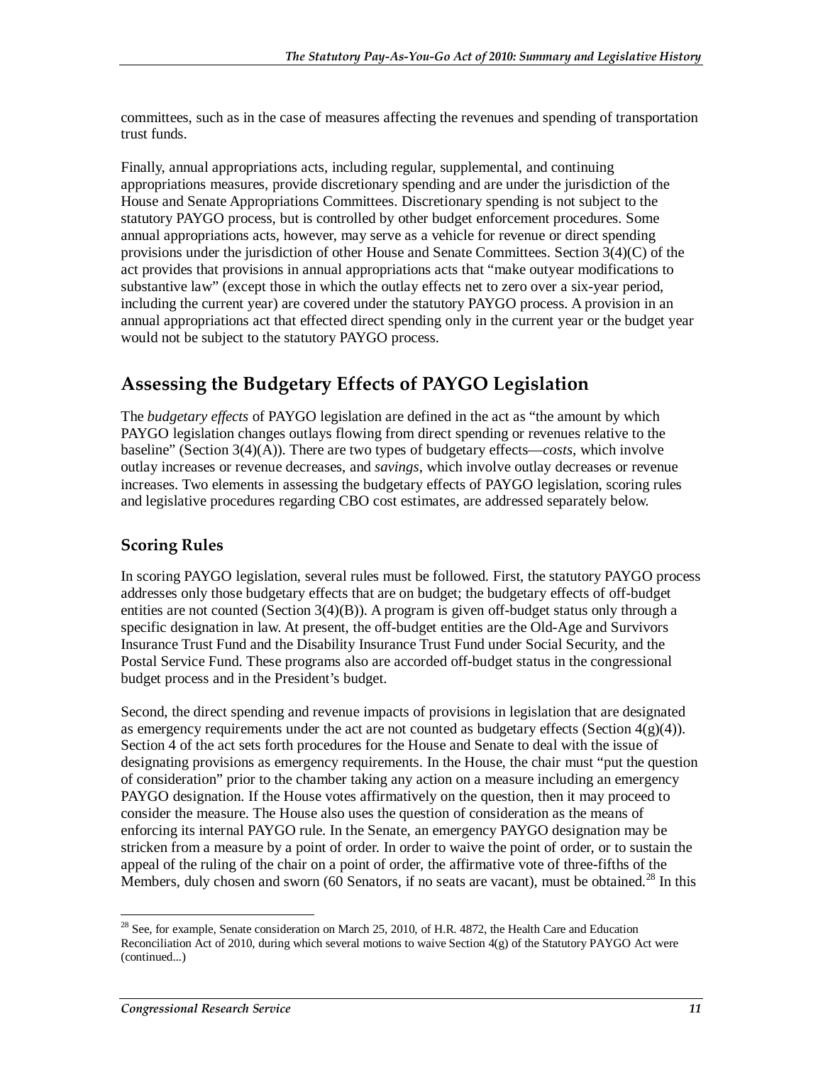committees, such as in the case of measures affecting the revenues and spending of transportation trust funds.

Finally, annual appropriations acts, including regular, supplemental, and continuing appropriations measures, provide discretionary spending and are under the jurisdiction of the House and Senate Appropriations Committees. Discretionary spending is not subject to the statutory PAYGO process, but is controlled by other budget enforcement procedures. Some annual appropriations acts, however, may serve as a vehicle for revenue or direct spending provisions under the jurisdiction of other House and Senate Committees. Section 3(4)(C) of the act provides that provisions in annual appropriations acts that "make outyear modifications to substantive law" (except those in which the outlay effects net to zero over a six-year period, including the current year) are covered under the statutory PAYGO process. A provision in an annual appropriations act that effected direct spending only in the current year or the budget year would not be subject to the statutory PAYGO process.

## Assessing the Budgetary Effects of PAYGO Legislation

The *budgetary effects* of PAYGO legislation are defined in the act as "the amount by which PAYGO legislation changes outlays flowing from direct spending or revenues relative to the baseline" (Section 3(4)(A)). There are two types of budgetary effects—*costs*, which involve outlay increases or revenue decreases, and *savings*, which involve outlay decreases or revenue increases. Two elements in assessing the budgetary effects of PAYGO legislation, scoring rules and legislative procedures regarding CBO cost estimates, are addressed separately below.

### Scoring Rules

In scoring PAYGO legislation, several rules must be followed. First, the statutory PAYGO process addresses only those budgetary effects that are on budget; the budgetary effects of off-budget entities are not counted (Section 3(4)(B)). A program is given off-budget status only through a specific designation in law. At present, the off-budget entities are the Old-Age and Survivors Insurance Trust Fund and the Disability Insurance Trust Fund under Social Security, and the Postal Service Fund. These programs also are accorded off-budget status in the congressional budget process and in the President's budget.

Second, the direct spending and revenue impacts of provisions in legislation that are designated as emergency requirements under the act are not counted as budgetary effects (Section 4(g)(4)). Section 4 of the act sets forth procedures for the House and Senate to deal with the issue of designating provisions as emergency requirements. In the House, the chair must "put the question of consideration" prior to the chamber taking any action on a measure including an emergency PAYGO designation. If the House votes affirmatively on the question, then it may proceed to consider the measure. The House also uses the question of consideration as the means of enforcing its internal PAYGO rule. In the Senate, an emergency PAYGO designation may be stricken from a measure by a point of order. In order to waive the point of order, or to sustain the appeal of the ruling of the chair on a point of order, the affirmative vote of three-fifths of the Members, duly chosen and sworn (60 Senators, if no seats are vacant), must be obtained.[28] In this

---

[28] See, for example, Senate consideration on March 25, 2010, of H.R. 4872, the Health Care and Education Reconciliation Act of 2010, during which several motions to waive Section 4(g) of the Statutory PAYGO Act were (continued...)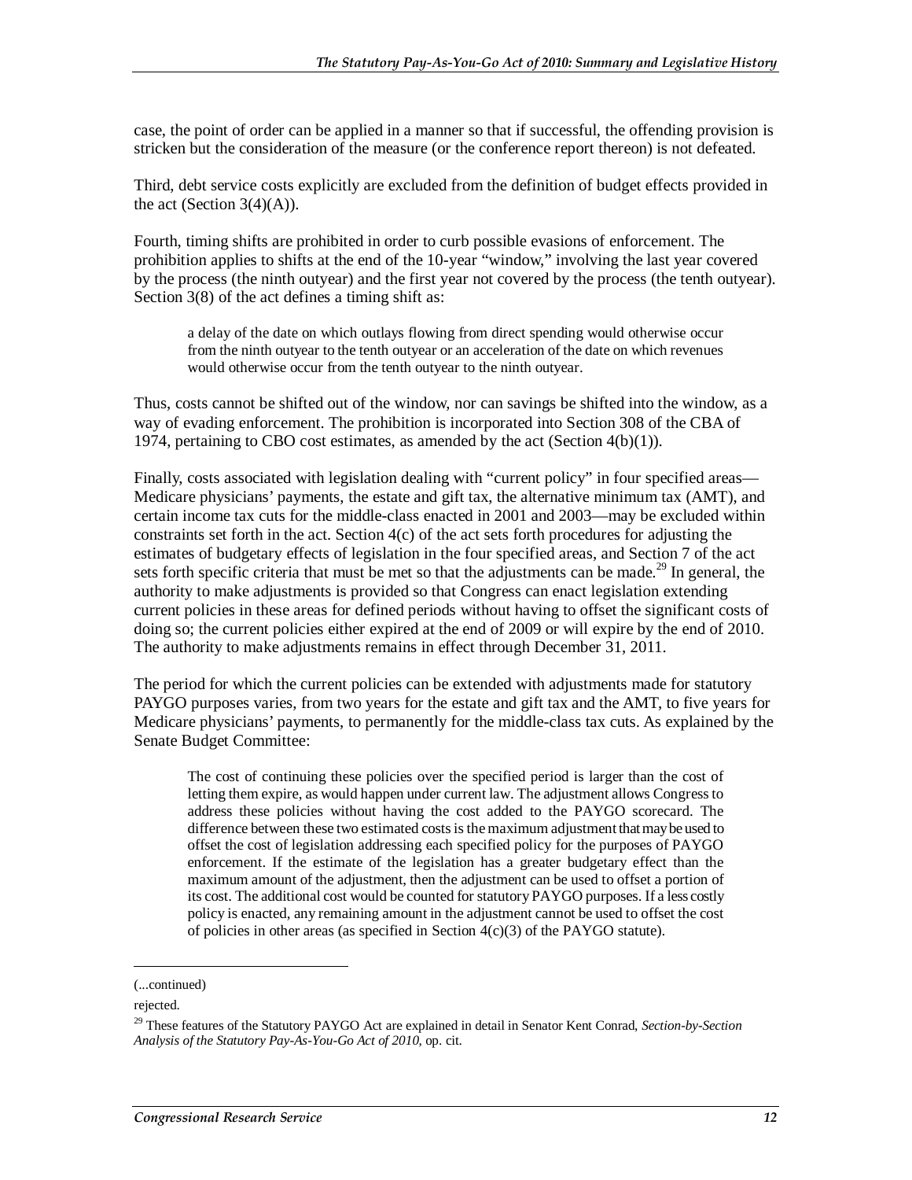case, the point of order can be applied in a manner so that if successful, the offending provision is stricken but the consideration of the measure (or the conference report thereon) is not defeated.

Third, debt service costs explicitly are excluded from the definition of budget effects provided in the act (Section 3(4)(A)).

Fourth, timing shifts are prohibited in order to curb possible evasions of enforcement. The prohibition applies to shifts at the end of the 10-year "window," involving the last year covered by the process (the ninth outyear) and the first year not covered by the process (the tenth outyear). Section 3(8) of the act defines a timing shift as:

> a delay of the date on which outlays flowing from direct spending would otherwise occur from the ninth outyear to the tenth outyear or an acceleration of the date on which revenues would otherwise occur from the tenth outyear to the ninth outyear.

Thus, costs cannot be shifted out of the window, nor can savings be shifted into the window, as a way of evading enforcement. The prohibition is incorporated into Section 308 of the CBA of 1974, pertaining to CBO cost estimates, as amended by the act (Section 4(b)(1)).

Finally, costs associated with legislation dealing with "current policy" in four specified areas—Medicare physicians' payments, the estate and gift tax, the alternative minimum tax (AMT), and certain income tax cuts for the middle-class enacted in 2001 and 2003—may be excluded within constraints set forth in the act. Section 4(c) of the act sets forth procedures for adjusting the estimates of budgetary effects of legislation in the four specified areas, and Section 7 of the act sets forth specific criteria that must be met so that the adjustments can be made.[29] In general, the authority to make adjustments is provided so that Congress can enact legislation extending current policies in these areas for defined periods without having to offset the significant costs of doing so; the current policies either expired at the end of 2009 or will expire by the end of 2010. The authority to make adjustments remains in effect through December 31, 2011.

The period for which the current policies can be extended with adjustments made for statutory PAYGO purposes varies, from two years for the estate and gift tax and the AMT, to five years for Medicare physicians' payments, to permanently for the middle-class tax cuts. As explained by the Senate Budget Committee:

> The cost of continuing these policies over the specified period is larger than the cost of letting them expire, as would happen under current law. The adjustment allows Congress to address these policies without having the cost added to the PAYGO scorecard. The difference between these two estimated costs is the maximum adjustment that may be used to offset the cost of legislation addressing each specified policy for the purposes of PAYGO enforcement. If the estimate of the legislation has a greater budgetary effect than the maximum amount of the adjustment, then the adjustment can be used to offset a portion of its cost. The additional cost would be counted for statutory PAYGO purposes. If a less costly policy is enacted, any remaining amount in the adjustment cannot be used to offset the cost of policies in other areas (as specified in Section 4(c)(3) of the PAYGO statute).

---

(...continued)

rejected.

[29] These features of the Statutory PAYGO Act are explained in detail in Senator Kent Conrad, *Section-by-Section Analysis of the Statutory Pay-As-You-Go Act of 2010*, op. cit.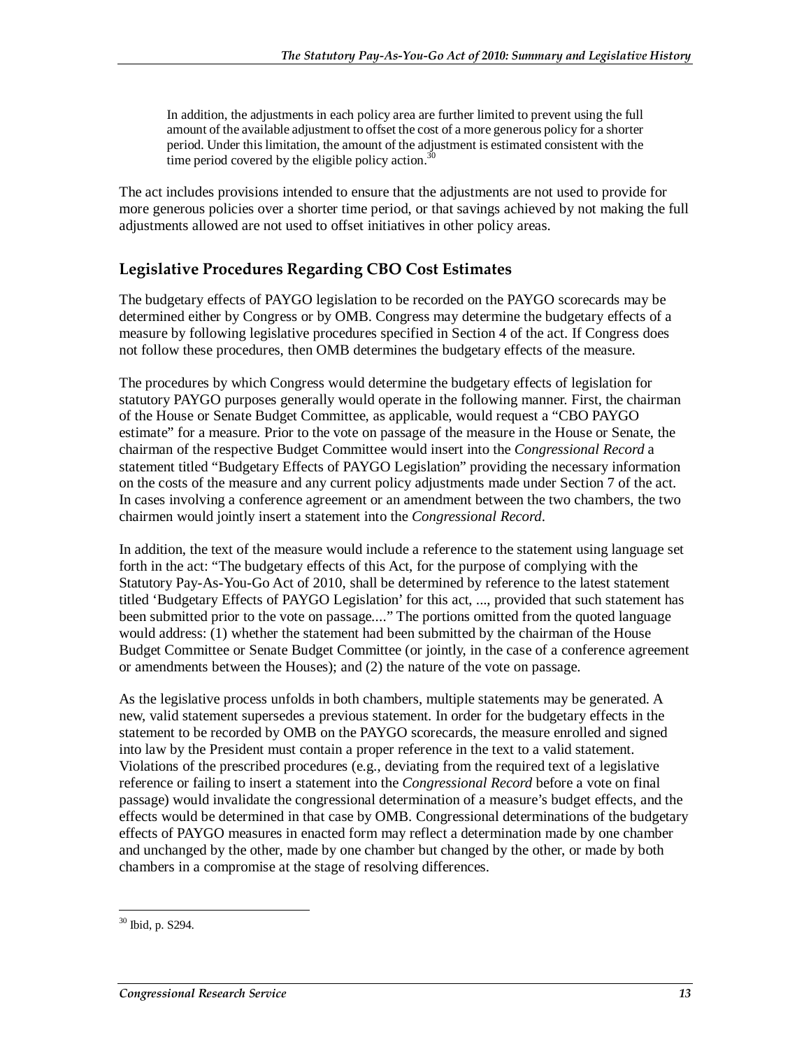> In addition, the adjustments in each policy area are further limited to prevent using the full amount of the available adjustment to offset the cost of a more generous policy for a shorter period. Under this limitation, the amount of the adjustment is estimated consistent with the time period covered by the eligible policy action.[30]

The act includes provisions intended to ensure that the adjustments are not used to provide for more generous policies over a shorter time period, or that savings achieved by not making the full adjustments allowed are not used to offset initiatives in other policy areas.

## Legislative Procedures Regarding CBO Cost Estimates

The budgetary effects of PAYGO legislation to be recorded on the PAYGO scorecards may be determined either by Congress or by OMB. Congress may determine the budgetary effects of a measure by following legislative procedures specified in Section 4 of the act. If Congress does not follow these procedures, then OMB determines the budgetary effects of the measure.

The procedures by which Congress would determine the budgetary effects of legislation for statutory PAYGO purposes generally would operate in the following manner. First, the chairman of the House or Senate Budget Committee, as applicable, would request a "CBO PAYGO estimate" for a measure. Prior to the vote on passage of the measure in the House or Senate, the chairman of the respective Budget Committee would insert into the *Congressional Record* a statement titled "Budgetary Effects of PAYGO Legislation" providing the necessary information on the costs of the measure and any current policy adjustments made under Section 7 of the act. In cases involving a conference agreement or an amendment between the two chambers, the two chairmen would jointly insert a statement into the *Congressional Record*.

In addition, the text of the measure would include a reference to the statement using language set forth in the act: "The budgetary effects of this Act, for the purpose of complying with the Statutory Pay-As-You-Go Act of 2010, shall be determined by reference to the latest statement titled 'Budgetary Effects of PAYGO Legislation' for this act, ..., provided that such statement has been submitted prior to the vote on passage...." The portions omitted from the quoted language would address: (1) whether the statement had been submitted by the chairman of the House Budget Committee or Senate Budget Committee (or jointly, in the case of a conference agreement or amendments between the Houses); and (2) the nature of the vote on passage.

As the legislative process unfolds in both chambers, multiple statements may be generated. A new, valid statement supersedes a previous statement. In order for the budgetary effects in the statement to be recorded by OMB on the PAYGO scorecards, the measure enrolled and signed into law by the President must contain a proper reference in the text to a valid statement. Violations of the prescribed procedures (e.g., deviating from the required text of a legislative reference or failing to insert a statement into the *Congressional Record* before a vote on final passage) would invalidate the congressional determination of a measure's budget effects, and the effects would be determined in that case by OMB. Congressional determinations of the budgetary effects of PAYGO measures in enacted form may reflect a determination made by one chamber and unchanged by the other, made by one chamber but changed by the other, or made by both chambers in a compromise at the stage of resolving differences.

---

[30] Ibid, p. S294.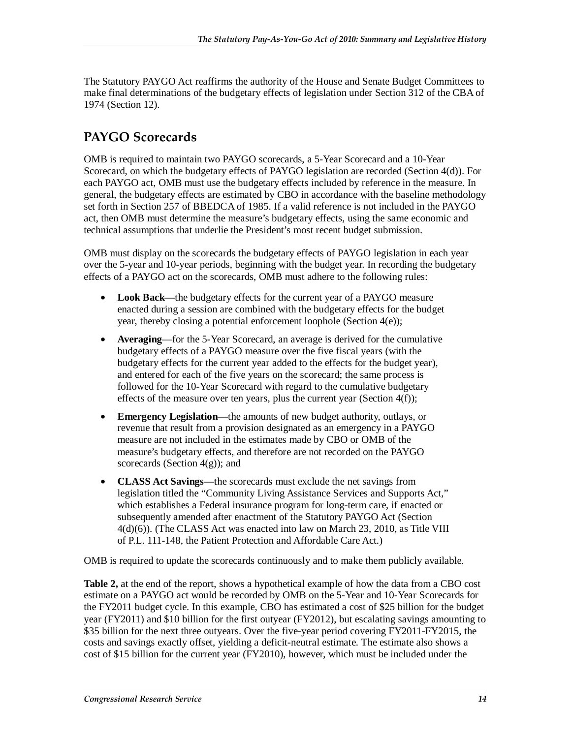The Statutory PAYGO Act reaffirms the authority of the House and Senate Budget Committees to make final determinations of the budgetary effects of legislation under Section 312 of the CBA of 1974 (Section 12).

## PAYGO Scorecards

OMB is required to maintain two PAYGO scorecards, a 5-Year Scorecard and a 10-Year Scorecard, on which the budgetary effects of PAYGO legislation are recorded (Section 4(d)). For each PAYGO act, OMB must use the budgetary effects included by reference in the measure. In general, the budgetary effects are estimated by CBO in accordance with the baseline methodology set forth in Section 257 of BBEDCA of 1985. If a valid reference is not included in the PAYGO act, then OMB must determine the measure's budgetary effects, using the same economic and technical assumptions that underlie the President's most recent budget submission.

OMB must display on the scorecards the budgetary effects of PAYGO legislation in each year over the 5-year and 10-year periods, beginning with the budget year. In recording the budgetary effects of a PAYGO act on the scorecards, OMB must adhere to the following rules:

- **Look Back**—the budgetary effects for the current year of a PAYGO measure enacted during a session are combined with the budgetary effects for the budget year, thereby closing a potential enforcement loophole (Section 4(e));
- **Averaging**—for the 5-Year Scorecard, an average is derived for the cumulative budgetary effects of a PAYGO measure over the five fiscal years (with the budgetary effects for the current year added to the effects for the budget year), and entered for each of the five years on the scorecard; the same process is followed for the 10-Year Scorecard with regard to the cumulative budgetary effects of the measure over ten years, plus the current year (Section 4(f));
- **Emergency Legislation**—the amounts of new budget authority, outlays, or revenue that result from a provision designated as an emergency in a PAYGO measure are not included in the estimates made by CBO or OMB of the measure's budgetary effects, and therefore are not recorded on the PAYGO scorecards (Section 4(g)); and
- **CLASS Act Savings**—the scorecards must exclude the net savings from legislation titled the "Community Living Assistance Services and Supports Act," which establishes a Federal insurance program for long-term care, if enacted or subsequently amended after enactment of the Statutory PAYGO Act (Section 4(d)(6)). (The CLASS Act was enacted into law on March 23, 2010, as Title VIII of P.L. 111-148, the Patient Protection and Affordable Care Act.)

OMB is required to update the scorecards continuously and to make them publicly available.

**Table 2,** at the end of the report, shows a hypothetical example of how the data from a CBO cost estimate on a PAYGO act would be recorded by OMB on the 5-Year and 10-Year Scorecards for the FY2011 budget cycle. In this example, CBO has estimated a cost of $25 billion for the budget year (FY2011) and $10 billion for the first outyear (FY2012), but escalating savings amounting to $35 billion for the next three outyears. Over the five-year period covering FY2011-FY2015, the costs and savings exactly offset, yielding a deficit-neutral estimate. The estimate also shows a cost of $15 billion for the current year (FY2010), however, which must be included under the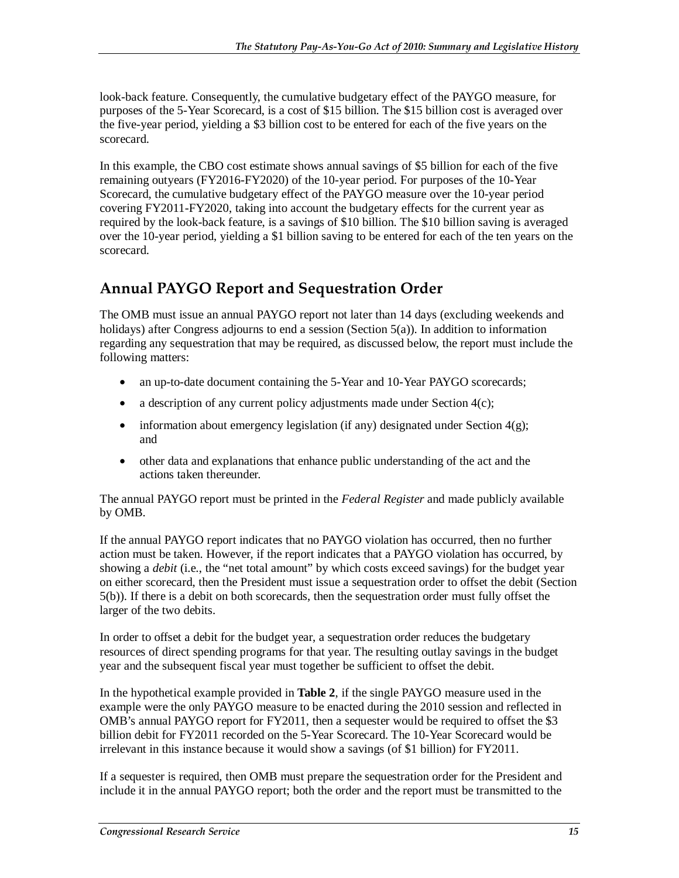look-back feature. Consequently, the cumulative budgetary effect of the PAYGO measure, for purposes of the 5-Year Scorecard, is a cost of $15 billion. The $15 billion cost is averaged over the five-year period, yielding a $3 billion cost to be entered for each of the five years on the scorecard.

In this example, the CBO cost estimate shows annual savings of $5 billion for each of the five remaining outyears (FY2016-FY2020) of the 10-year period. For purposes of the 10-Year Scorecard, the cumulative budgetary effect of the PAYGO measure over the 10-year period covering FY2011-FY2020, taking into account the budgetary effects for the current year as required by the look-back feature, is a savings of $10 billion. The $10 billion saving is averaged over the 10-year period, yielding a $1 billion saving to be entered for each of the ten years on the scorecard.

## Annual PAYGO Report and Sequestration Order

The OMB must issue an annual PAYGO report not later than 14 days (excluding weekends and holidays) after Congress adjourns to end a session (Section 5(a)). In addition to information regarding any sequestration that may be required, as discussed below, the report must include the following matters:

- an up-to-date document containing the 5-Year and 10-Year PAYGO scorecards;
- a description of any current policy adjustments made under Section 4(c);
- information about emergency legislation (if any) designated under Section 4(g); and
- other data and explanations that enhance public understanding of the act and the actions taken thereunder.

The annual PAYGO report must be printed in the *Federal Register* and made publicly available by OMB.

If the annual PAYGO report indicates that no PAYGO violation has occurred, then no further action must be taken. However, if the report indicates that a PAYGO violation has occurred, by showing a *debit* (i.e., the "net total amount" by which costs exceed savings) for the budget year on either scorecard, then the President must issue a sequestration order to offset the debit (Section 5(b)). If there is a debit on both scorecards, then the sequestration order must fully offset the larger of the two debits.

In order to offset a debit for the budget year, a sequestration order reduces the budgetary resources of direct spending programs for that year. The resulting outlay savings in the budget year and the subsequent fiscal year must together be sufficient to offset the debit.

In the hypothetical example provided in **Table 2**, if the single PAYGO measure used in the example were the only PAYGO measure to be enacted during the 2010 session and reflected in OMB's annual PAYGO report for FY2011, then a sequester would be required to offset the $3 billion debit for FY2011 recorded on the 5-Year Scorecard. The 10-Year Scorecard would be irrelevant in this instance because it would show a savings (of $1 billion) for FY2011.

If a sequester is required, then OMB must prepare the sequestration order for the President and include it in the annual PAYGO report; both the order and the report must be transmitted to the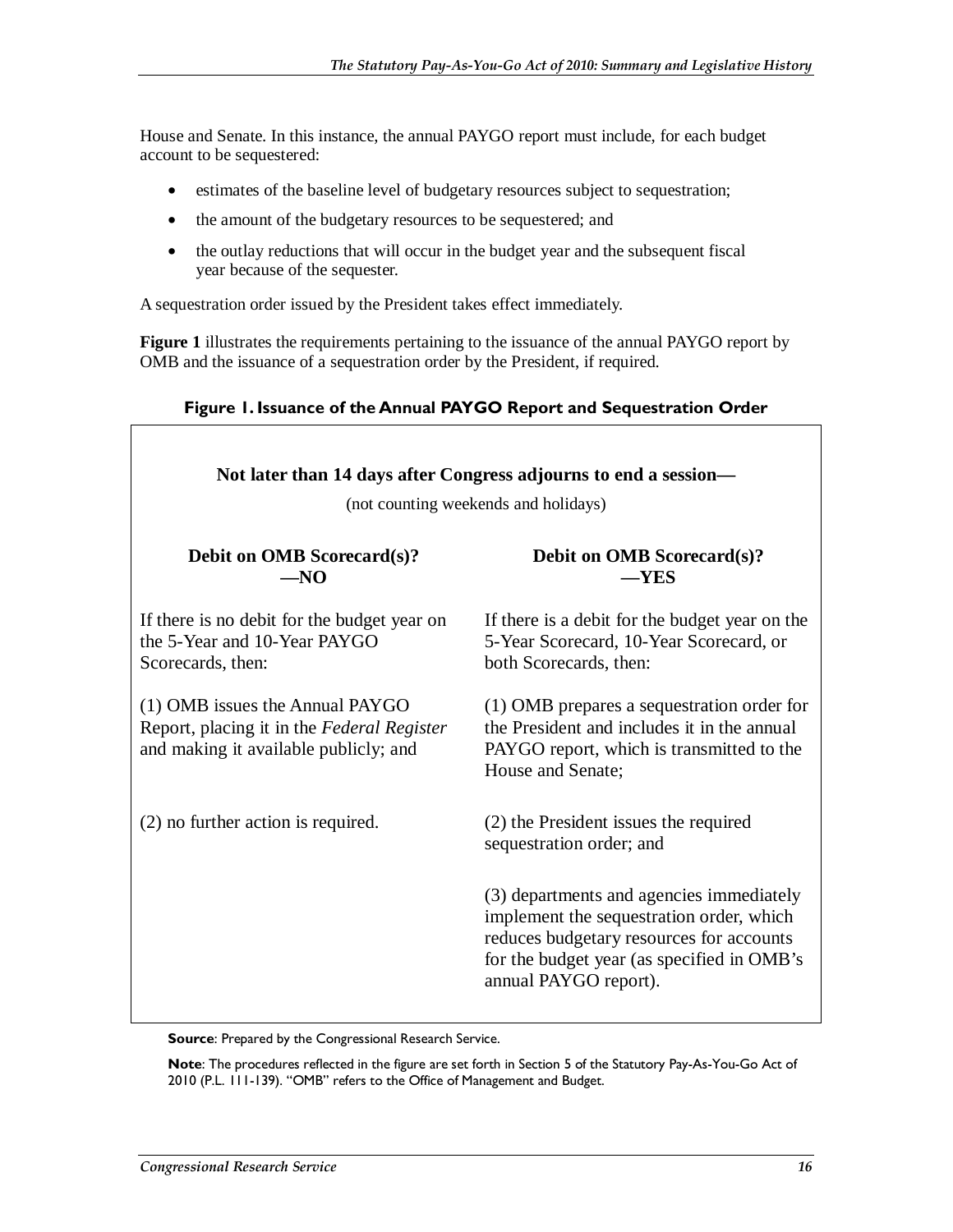House and Senate. In this instance, the annual PAYGO report must include, for each budget account to be sequestered:

- estimates of the baseline level of budgetary resources subject to sequestration;
- the amount of the budgetary resources to be sequestered; and
- the outlay reductions that will occur in the budget year and the subsequent fiscal year because of the sequester.

A sequestration order issued by the President takes effect immediately.

**Figure 1** illustrates the requirements pertaining to the issuance of the annual PAYGO report by OMB and the issuance of a sequestration order by the President, if required.

**Figure 1. Issuance of the Annual PAYGO Report and Sequestration Order**

**Not later than 14 days after Congress adjourns to end a session—**

(not counting weekends and holidays)

| **Debit on OMB Scorecard(s)? —NO** | **Debit on OMB Scorecard(s)? —YES** |
|---|---|
| If there is no debit for the budget year on the 5-Year and 10-Year PAYGO Scorecards, then: | If there is a debit for the budget year on the 5-Year Scorecard, 10-Year Scorecard, or both Scorecards, then: |
| (1) OMB issues the Annual PAYGO Report, placing it in the *Federal Register* and making it available publicly; and | (1) OMB prepares a sequestration order for the President and includes it in the annual PAYGO report, which is transmitted to the House and Senate; |
| (2) no further action is required. | (2) the President issues the required sequestration order; and |
| | (3) departments and agencies immediately implement the sequestration order, which reduces budgetary resources for accounts for the budget year (as specified in OMB's annual PAYGO report). |

**Source**: Prepared by the Congressional Research Service.

**Note**: The procedures reflected in the figure are set forth in Section 5 of the Statutory Pay-As-You-Go Act of 2010 (P.L. 111-139). "OMB" refers to the Office of Management and Budget.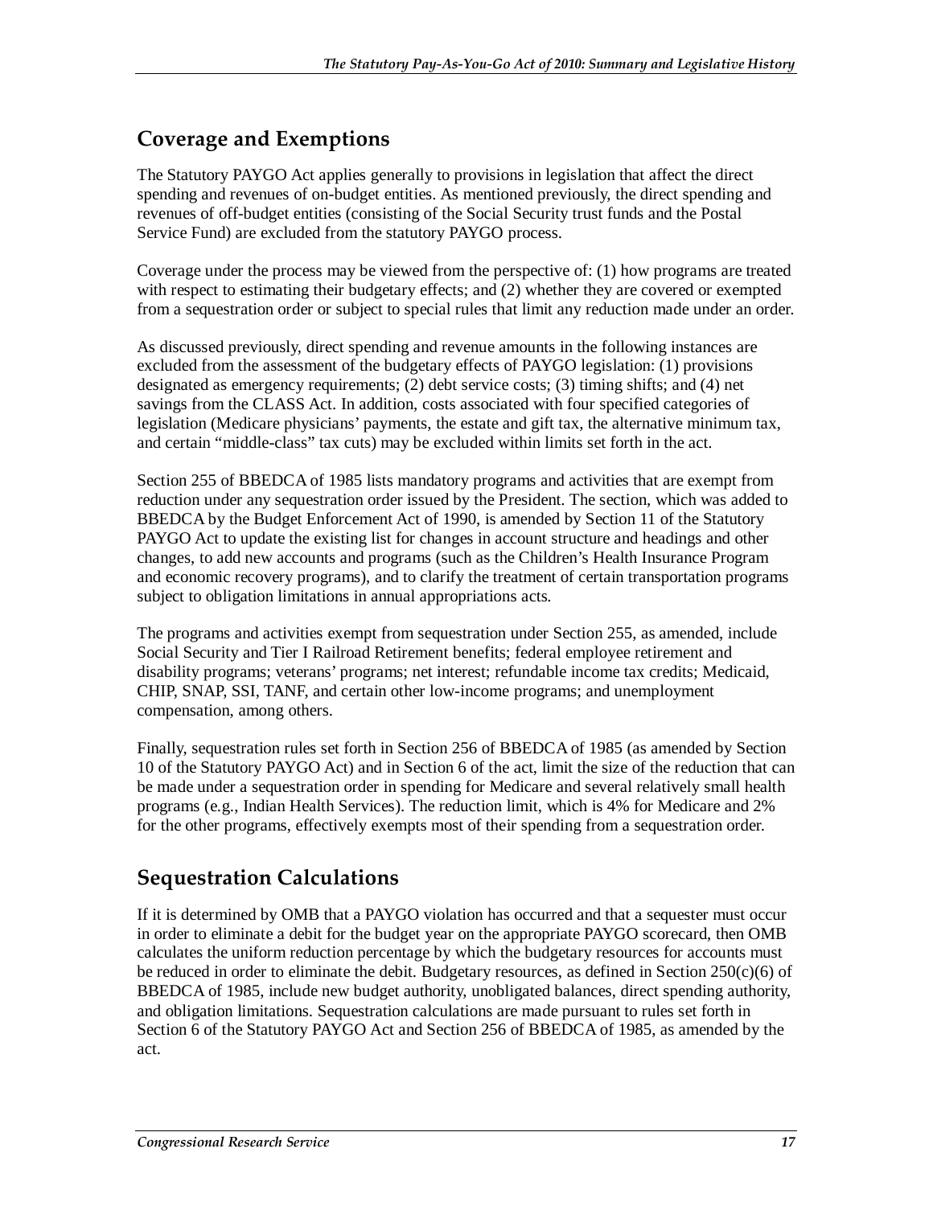## Coverage and Exemptions

The Statutory PAYGO Act applies generally to provisions in legislation that affect the direct spending and revenues of on-budget entities. As mentioned previously, the direct spending and revenues of off-budget entities (consisting of the Social Security trust funds and the Postal Service Fund) are excluded from the statutory PAYGO process.

Coverage under the process may be viewed from the perspective of: (1) how programs are treated with respect to estimating their budgetary effects; and (2) whether they are covered or exempted from a sequestration order or subject to special rules that limit any reduction made under an order.

As discussed previously, direct spending and revenue amounts in the following instances are excluded from the assessment of the budgetary effects of PAYGO legislation: (1) provisions designated as emergency requirements; (2) debt service costs; (3) timing shifts; and (4) net savings from the CLASS Act. In addition, costs associated with four specified categories of legislation (Medicare physicians' payments, the estate and gift tax, the alternative minimum tax, and certain "middle-class" tax cuts) may be excluded within limits set forth in the act.

Section 255 of BBEDCA of 1985 lists mandatory programs and activities that are exempt from reduction under any sequestration order issued by the President. The section, which was added to BBEDCA by the Budget Enforcement Act of 1990, is amended by Section 11 of the Statutory PAYGO Act to update the existing list for changes in account structure and headings and other changes, to add new accounts and programs (such as the Children's Health Insurance Program and economic recovery programs), and to clarify the treatment of certain transportation programs subject to obligation limitations in annual appropriations acts.

The programs and activities exempt from sequestration under Section 255, as amended, include Social Security and Tier I Railroad Retirement benefits; federal employee retirement and disability programs; veterans' programs; net interest; refundable income tax credits; Medicaid, CHIP, SNAP, SSI, TANF, and certain other low-income programs; and unemployment compensation, among others.

Finally, sequestration rules set forth in Section 256 of BBEDCA of 1985 (as amended by Section 10 of the Statutory PAYGO Act) and in Section 6 of the act, limit the size of the reduction that can be made under a sequestration order in spending for Medicare and several relatively small health programs (e.g., Indian Health Services). The reduction limit, which is 4% for Medicare and 2% for the other programs, effectively exempts most of their spending from a sequestration order.

## Sequestration Calculations

If it is determined by OMB that a PAYGO violation has occurred and that a sequester must occur in order to eliminate a debit for the budget year on the appropriate PAYGO scorecard, then OMB calculates the uniform reduction percentage by which the budgetary resources for accounts must be reduced in order to eliminate the debit. Budgetary resources, as defined in Section 250(c)(6) of BBEDCA of 1985, include new budget authority, unobligated balances, direct spending authority, and obligation limitations. Sequestration calculations are made pursuant to rules set forth in Section 6 of the Statutory PAYGO Act and Section 256 of BBEDCA of 1985, as amended by the act.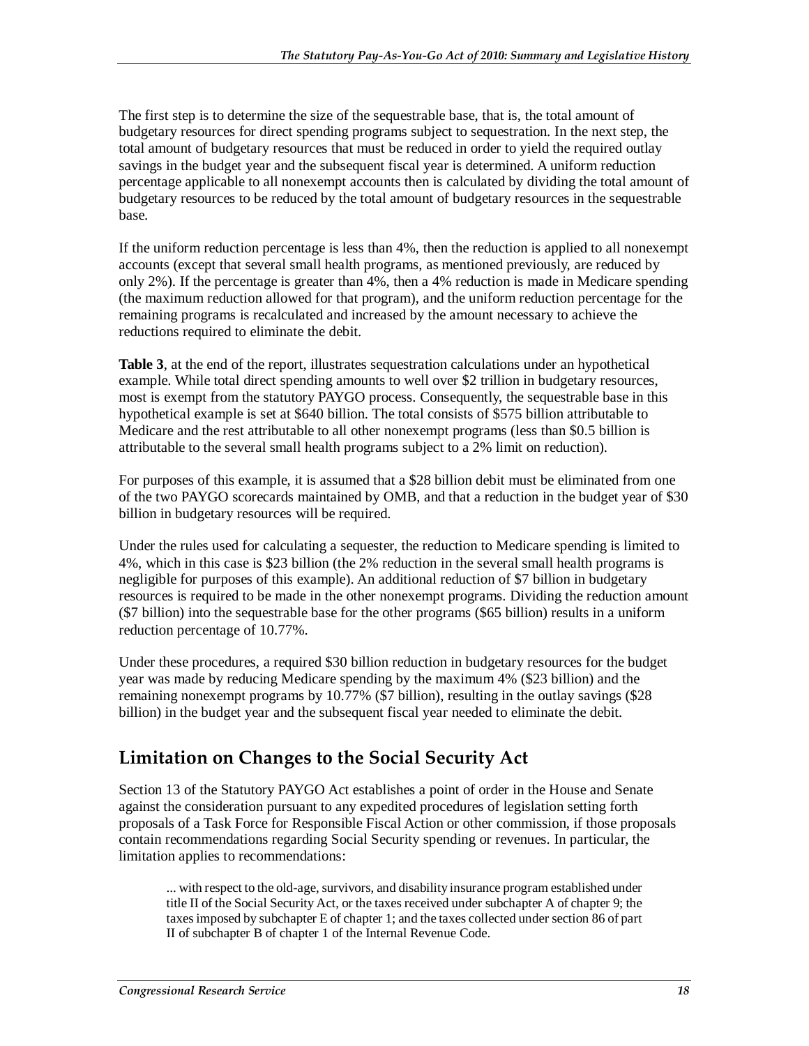The first step is to determine the size of the sequestrable base, that is, the total amount of budgetary resources for direct spending programs subject to sequestration. In the next step, the total amount of budgetary resources that must be reduced in order to yield the required outlay savings in the budget year and the subsequent fiscal year is determined. A uniform reduction percentage applicable to all nonexempt accounts then is calculated by dividing the total amount of budgetary resources to be reduced by the total amount of budgetary resources in the sequestrable base.

If the uniform reduction percentage is less than 4%, then the reduction is applied to all nonexempt accounts (except that several small health programs, as mentioned previously, are reduced by only 2%). If the percentage is greater than 4%, then a 4% reduction is made in Medicare spending (the maximum reduction allowed for that program), and the uniform reduction percentage for the remaining programs is recalculated and increased by the amount necessary to achieve the reductions required to eliminate the debit.

**Table 3**, at the end of the report, illustrates sequestration calculations under an hypothetical example. While total direct spending amounts to well over $2 trillion in budgetary resources, most is exempt from the statutory PAYGO process. Consequently, the sequestrable base in this hypothetical example is set at $640 billion. The total consists of $575 billion attributable to Medicare and the rest attributable to all other nonexempt programs (less than $0.5 billion is attributable to the several small health programs subject to a 2% limit on reduction).

For purposes of this example, it is assumed that a $28 billion debit must be eliminated from one of the two PAYGO scorecards maintained by OMB, and that a reduction in the budget year of $30 billion in budgetary resources will be required.

Under the rules used for calculating a sequester, the reduction to Medicare spending is limited to 4%, which in this case is $23 billion (the 2% reduction in the several small health programs is negligible for purposes of this example). An additional reduction of $7 billion in budgetary resources is required to be made in the other nonexempt programs. Dividing the reduction amount ($7 billion) into the sequestrable base for the other programs ($65 billion) results in a uniform reduction percentage of 10.77%.

Under these procedures, a required $30 billion reduction in budgetary resources for the budget year was made by reducing Medicare spending by the maximum 4% ($23 billion) and the remaining nonexempt programs by 10.77% ($7 billion), resulting in the outlay savings ($28 billion) in the budget year and the subsequent fiscal year needed to eliminate the debit.

## Limitation on Changes to the Social Security Act

Section 13 of the Statutory PAYGO Act establishes a point of order in the House and Senate against the consideration pursuant to any expedited procedures of legislation setting forth proposals of a Task Force for Responsible Fiscal Action or other commission, if those proposals contain recommendations regarding Social Security spending or revenues. In particular, the limitation applies to recommendations:

> ... with respect to the old-age, survivors, and disability insurance program established under title II of the Social Security Act, or the taxes received under subchapter A of chapter 9; the taxes imposed by subchapter E of chapter 1; and the taxes collected under section 86 of part II of subchapter B of chapter 1 of the Internal Revenue Code.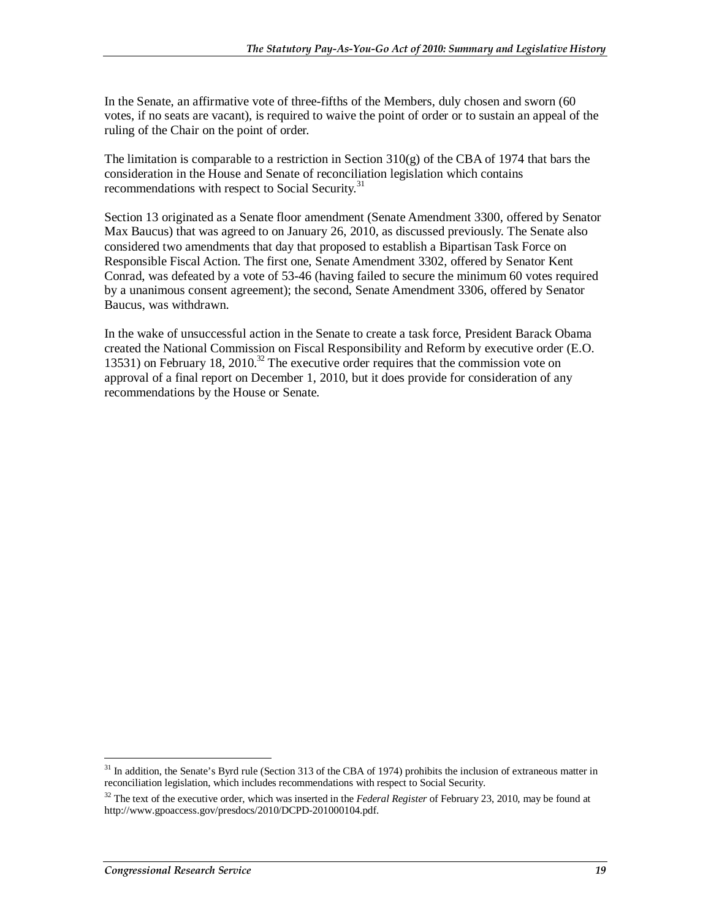In the Senate, an affirmative vote of three-fifths of the Members, duly chosen and sworn (60 votes, if no seats are vacant), is required to waive the point of order or to sustain an appeal of the ruling of the Chair on the point of order.

The limitation is comparable to a restriction in Section 310(g) of the CBA of 1974 that bars the consideration in the House and Senate of reconciliation legislation which contains recommendations with respect to Social Security.[31]

Section 13 originated as a Senate floor amendment (Senate Amendment 3300, offered by Senator Max Baucus) that was agreed to on January 26, 2010, as discussed previously. The Senate also considered two amendments that day that proposed to establish a Bipartisan Task Force on Responsible Fiscal Action. The first one, Senate Amendment 3302, offered by Senator Kent Conrad, was defeated by a vote of 53-46 (having failed to secure the minimum 60 votes required by a unanimous consent agreement); the second, Senate Amendment 3306, offered by Senator Baucus, was withdrawn.

In the wake of unsuccessful action in the Senate to create a task force, President Barack Obama created the National Commission on Fiscal Responsibility and Reform by executive order (E.O. 13531) on February 18, 2010.[32] The executive order requires that the commission vote on approval of a final report on December 1, 2010, but it does provide for consideration of any recommendations by the House or Senate.

---

[31] In addition, the Senate's Byrd rule (Section 313 of the CBA of 1974) prohibits the inclusion of extraneous matter in reconciliation legislation, which includes recommendations with respect to Social Security.

[32] The text of the executive order, which was inserted in the *Federal Register* of February 23, 2010, may be found at http://www.gpoaccess.gov/presdocs/2010/DCPD-201000104.pdf.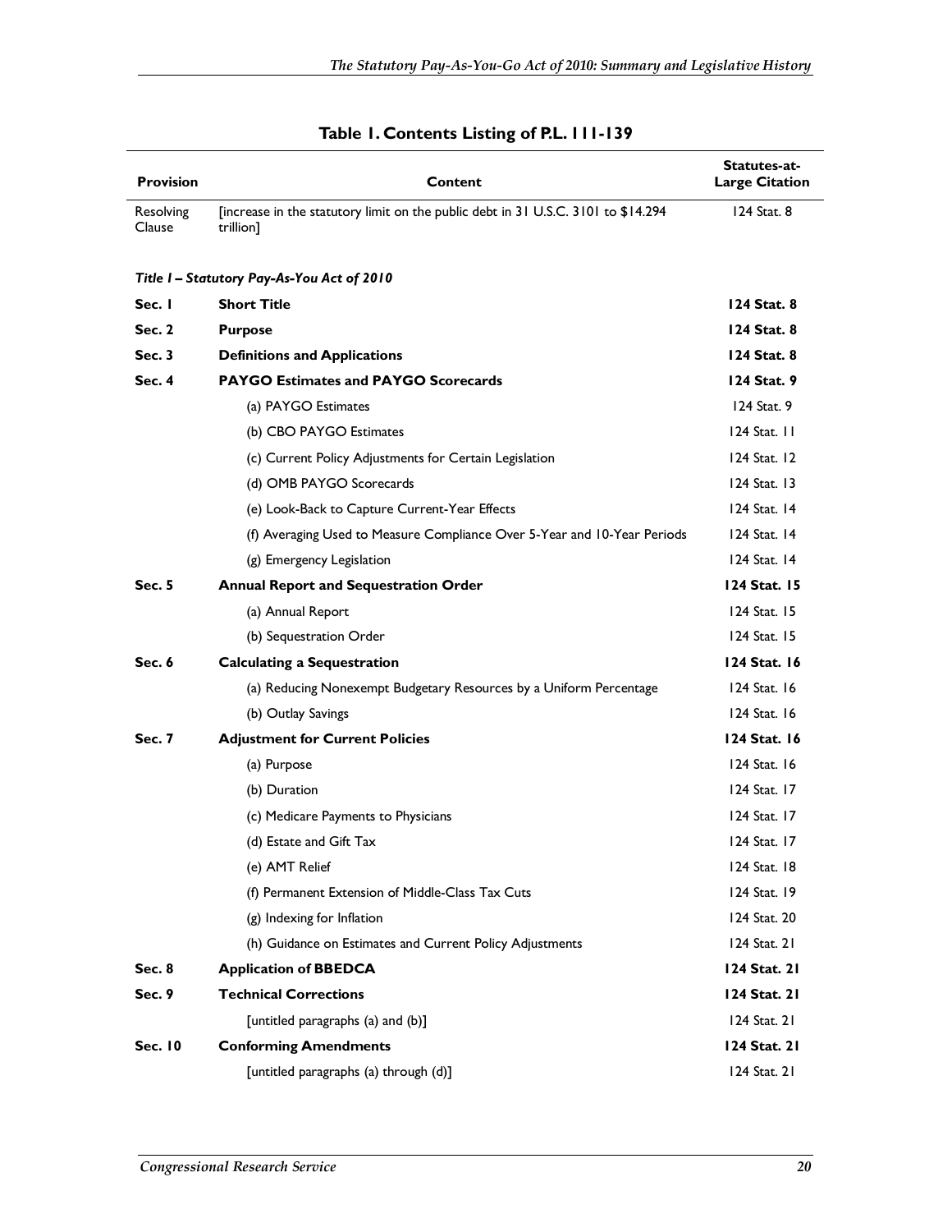**Table 1. Contents Listing of P.L. 111-139**

| Provision | Content | Statutes-at-Large Citation |
|---|---|---|
| Resolving Clause | [increase in the statutory limit on the public debt in 31 U.S.C. 3101 to $14.294 trillion] | 124 Stat. 8 |
| *Title I – Statutory Pay-As-You Act of 2010* | | |
| **Sec. 1** | **Short Title** | **124 Stat. 8** |
| **Sec. 2** | **Purpose** | **124 Stat. 8** |
| **Sec. 3** | **Definitions and Applications** | **124 Stat. 8** |
| **Sec. 4** | **PAYGO Estimates and PAYGO Scorecards** | **124 Stat. 9** |
| | (a) PAYGO Estimates | 124 Stat. 9 |
| | (b) CBO PAYGO Estimates | 124 Stat. 11 |
| | (c) Current Policy Adjustments for Certain Legislation | 124 Stat. 12 |
| | (d) OMB PAYGO Scorecards | 124 Stat. 13 |
| | (e) Look-Back to Capture Current-Year Effects | 124 Stat. 14 |
| | (f) Averaging Used to Measure Compliance Over 5-Year and 10-Year Periods | 124 Stat. 14 |
| | (g) Emergency Legislation | 124 Stat. 14 |
| **Sec. 5** | **Annual Report and Sequestration Order** | **124 Stat. 15** |
| | (a) Annual Report | 124 Stat. 15 |
| | (b) Sequestration Order | 124 Stat. 15 |
| **Sec. 6** | **Calculating a Sequestration** | **124 Stat. 16** |
| | (a) Reducing Nonexempt Budgetary Resources by a Uniform Percentage | 124 Stat. 16 |
| | (b) Outlay Savings | 124 Stat. 16 |
| **Sec. 7** | **Adjustment for Current Policies** | **124 Stat. 16** |
| | (a) Purpose | 124 Stat. 16 |
| | (b) Duration | 124 Stat. 17 |
| | (c) Medicare Payments to Physicians | 124 Stat. 17 |
| | (d) Estate and Gift Tax | 124 Stat. 17 |
| | (e) AMT Relief | 124 Stat. 18 |
| | (f) Permanent Extension of Middle-Class Tax Cuts | 124 Stat. 19 |
| | (g) Indexing for Inflation | 124 Stat. 20 |
| | (h) Guidance on Estimates and Current Policy Adjustments | 124 Stat. 21 |
| **Sec. 8** | **Application of BBEDCA** | **124 Stat. 21** |
| **Sec. 9** | **Technical Corrections** | **124 Stat. 21** |
| | [untitled paragraphs (a) and (b)] | 124 Stat. 21 |
| **Sec. 10** | **Conforming Amendments** | **124 Stat. 21** |
| | [untitled paragraphs (a) through (d)] | 124 Stat. 21 |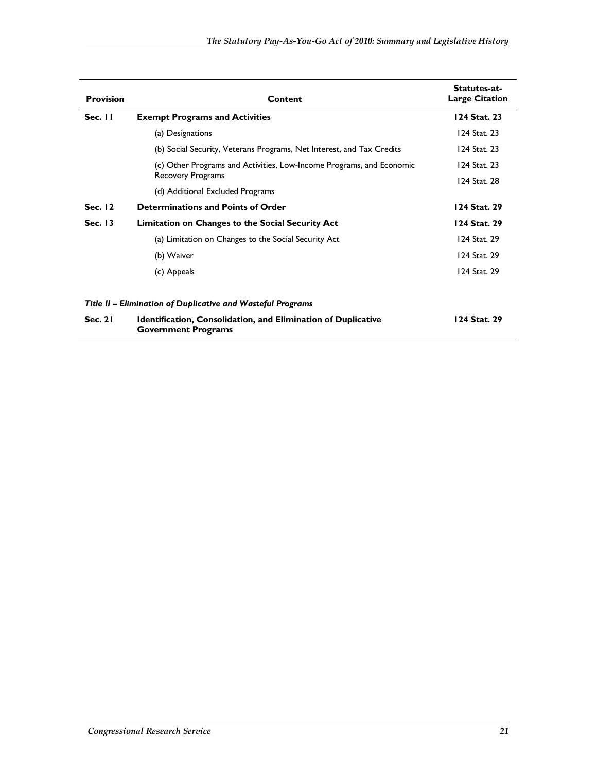| Provision | Content | Statutes-at-Large Citation |
|---|---|---|
| **Sec. 11** | **Exempt Programs and Activities** | **124 Stat. 23** |
| | (a) Designations | 124 Stat. 23 |
| | (b) Social Security, Veterans Programs, Net Interest, and Tax Credits | 124 Stat. 23 |
| | (c) Other Programs and Activities, Low-Income Programs, and Economic Recovery Programs | 124 Stat. 23 |
| | (d) Additional Excluded Programs | 124 Stat. 28 |
| **Sec. 12** | **Determinations and Points of Order** | **124 Stat. 29** |
| **Sec. 13** | **Limitation on Changes to the Social Security Act** | **124 Stat. 29** |
| | (a) Limitation on Changes to the Social Security Act | 124 Stat. 29 |
| | (b) Waiver | 124 Stat. 29 |
| | (c) Appeals | 124 Stat. 29 |
| | ***Title II – Elimination of Duplicative and Wasteful Programs*** | |
| **Sec. 21** | **Identification, Consolidation, and Elimination of Duplicative Government Programs** | **124 Stat. 29** |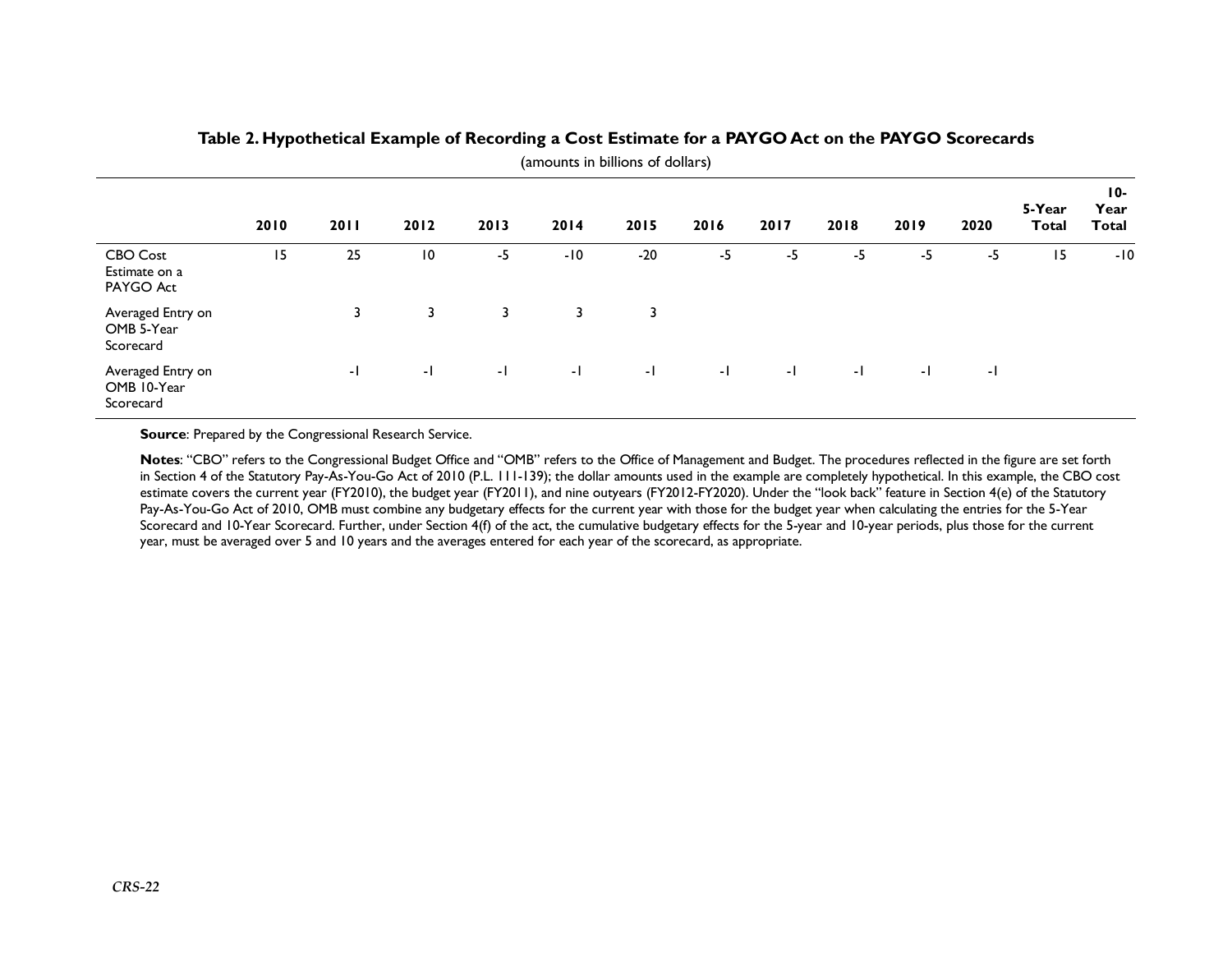**Table 2. Hypothetical Example of Recording a Cost Estimate for a PAYGO Act on the PAYGO Scorecards**

(amounts in billions of dollars)

| | 2010 | 2011 | 2012 | 2013 | 2014 | 2015 | 2016 | 2017 | 2018 | 2019 | 2020 | 5-Year Total | 10-Year Total |
|---|---|---|---|---|---|---|---|---|---|---|---|---|---|
| CBO Cost Estimate on a PAYGO Act | 15 | 25 | 10 | -5 | -10 | -20 | -5 | -5 | -5 | -5 | -5 | 15 | -10 |
| Averaged Entry on OMB 5-Year Scorecard | | 3 | 3 | 3 | 3 | 3 | | | | | | | |
| Averaged Entry on OMB 10-Year Scorecard | | -1 | -1 | -1 | -1 | -1 | -1 | -1 | -1 | -1 | -1 | | |

**Source**: Prepared by the Congressional Research Service.

**Notes**: "CBO" refers to the Congressional Budget Office and "OMB" refers to the Office of Management and Budget. The procedures reflected in the figure are set forth in Section 4 of the Statutory Pay-As-You-Go Act of 2010 (P.L. 111-139); the dollar amounts used in the example are completely hypothetical. In this example, the CBO cost estimate covers the current year (FY2010), the budget year (FY2011), and nine outyears (FY2012-FY2020). Under the "look back" feature in Section 4(e) of the Statutory Pay-As-You-Go Act of 2010, OMB must combine any budgetary effects for the current year with those for the budget year when calculating the entries for the 5-Year Scorecard and 10-Year Scorecard. Further, under Section 4(f) of the act, the cumulative budgetary effects for the 5-year and 10-year periods, plus those for the current year, must be averaged over 5 and 10 years and the averages entered for each year of the scorecard, as appropriate.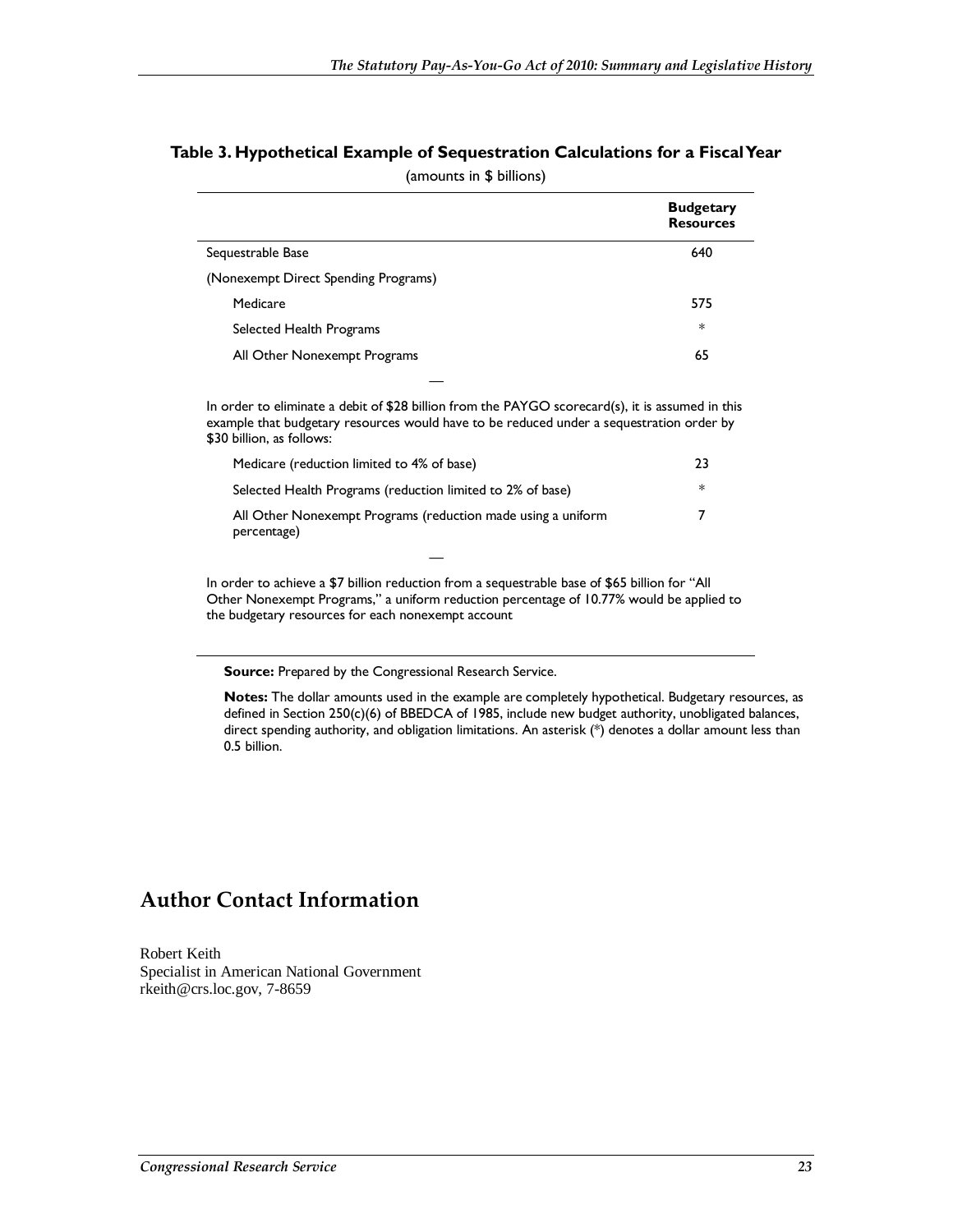**Table 3. Hypothetical Example of Sequestration Calculations for a Fiscal Year**

(amounts in $ billions)

| | Budgetary Resources |
|---|---|
| Sequestrable Base | 640 |
| (Nonexempt Direct Spending Programs) | |
| Medicare | 575 |
| Selected Health Programs | * |
| All Other Nonexempt Programs | 65 |
| — | |
| In order to eliminate a debit of $28 billion from the PAYGO scorecard(s), it is assumed in this example that budgetary resources would have to be reduced under a sequestration order by $30 billion, as follows: | |
| Medicare (reduction limited to 4% of base) | 23 |
| Selected Health Programs (reduction limited to 2% of base) | * |
| All Other Nonexempt Programs (reduction made using a uniform percentage) | 7 |
| — | |
| In order to achieve a $7 billion reduction from a sequestrable base of $65 billion for "All Other Nonexempt Programs," a uniform reduction percentage of 10.77% would be applied to the budgetary resources for each nonexempt account | |

**Source:** Prepared by the Congressional Research Service.

**Notes:** The dollar amounts used in the example are completely hypothetical. Budgetary resources, as defined in Section 250(c)(6) of BBEDCA of 1985, include new budget authority, unobligated balances, direct spending authority, and obligation limitations. An asterisk (*) denotes a dollar amount less than 0.5 billion.

## Author Contact Information

Robert Keith
Specialist in American National Government
rkeith@crs.loc.gov, 7-8659